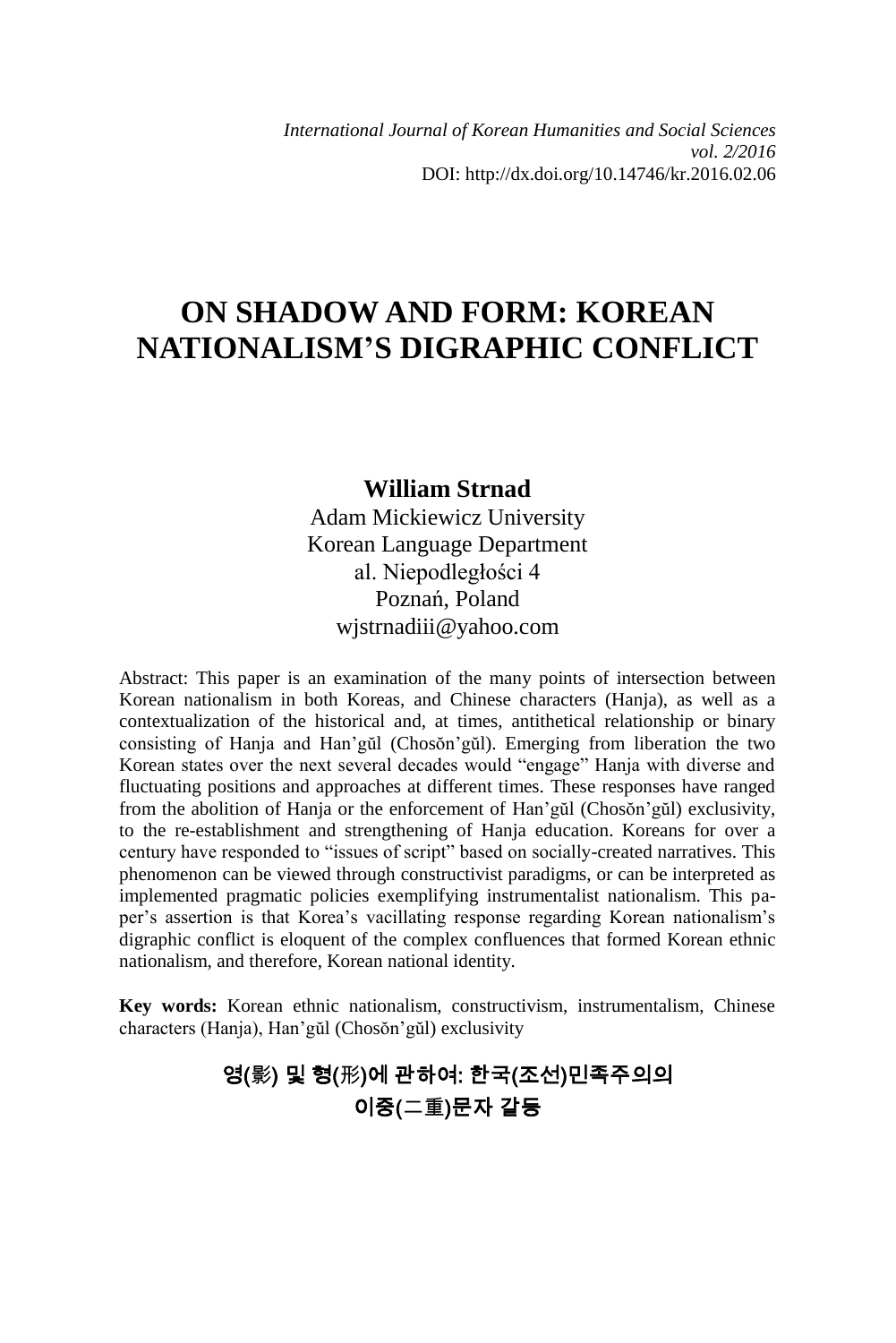*International Journal of Korean Humanities and Social Sciences*
*vol. 2/2016*
DOI: http://dx.doi.org/10.14746/kr.2016.02.06

# ON SHADOW AND FORM: KOREAN NATIONALISM'S DIGRAPHIC CONFLICT

**William Strnad**
Adam Mickiewicz University
Korean Language Department
al. Niepodległości 4
Poznań, Poland
wjstrnadiii@yahoo.com

Abstract: This paper is an examination of the many points of intersection between Korean nationalism in both Koreas, and Chinese characters (Hanja), as well as a contextualization of the historical and, at times, antithetical relationship or binary consisting of Hanja and Han'gŭl (Chosŏn'gŭl). Emerging from liberation the two Korean states over the next several decades would "engage" Hanja with diverse and fluctuating positions and approaches at different times. These responses have ranged from the abolition of Hanja or the enforcement of Han'gŭl (Chosŏn'gŭl) exclusivity, to the re-establishment and strengthening of Hanja education. Koreans for over a century have responded to "issues of script" based on socially-created narratives. This phenomenon can be viewed through constructivist paradigms, or can be interpreted as implemented pragmatic policies exemplifying instrumentalist nationalism. This paper's assertion is that Korea's vacillating response regarding Korean nationalism's digraphic conflict is eloquent of the complex confluences that formed Korean ethnic nationalism, and therefore, Korean national identity.

**Key words:** Korean ethnic nationalism, constructivism, instrumentalism, Chinese characters (Hanja), Han'gŭl (Chosŏn'gŭl) exclusivity

## 영(影) 및 형(形)에 관하여: 한국(조선)민족주의의 이중(二重)문자 갈등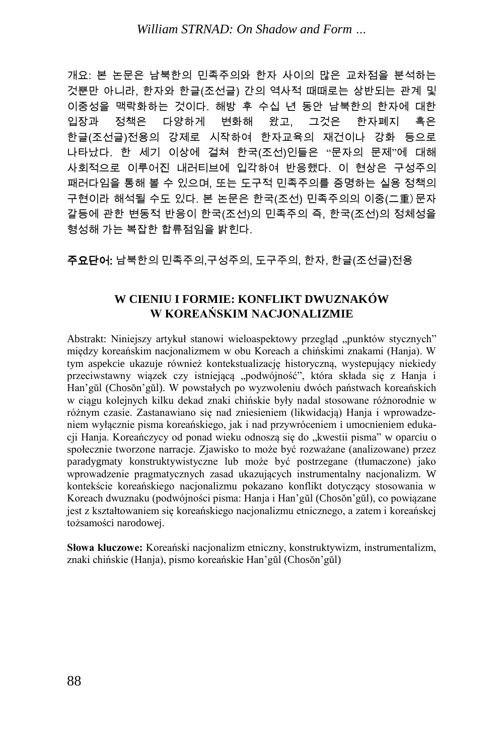개요: 본 논문은 남북한의 민족주의와 한자 사이의 많은 교차점을 분석하는 것뿐만 아니라, 한자와 한글(조선글) 간의 역사적 때때로는 상반되는 관계 및 이중성을 맥락화하는 것이다. 해방 후 수십 년 동안 남북한의 한자에 대한 입장과 정책은 다양하게 변화해 왔고, 그것은 한자폐지 혹은 한글(조선글)전용의 강제로 시작하여 한자교육의 재건이나 강화 등으로 나타났다. 한 세기 이상에 걸쳐 한국(조선)인들은 "문자의 문제"에 대해 사회적으로 이루어진 내러티브에 입각하여 반응했다. 이 현상은 구성주의 패러다임을 통해 볼 수 있으며, 또는 도구적 민족주의를 증명하는 실용 정책의 구현이라 해석될 수도 있다. 본 논문은 한국(조선) 민족주의의 이중(二重) 문자 갈등에 관한 변동적 반응이 한국(조선)의 민족주의 즉, 한국(조선)의 정체성을 형성해 가는 복잡한 합류점임을 밝힌다.

**주요단어:** 남북한의 민족주의,구성주의, 도구주의, 한자, 한글(조선글)전용

## W CIENIU I FORMIE: KONFLIKT DWUZNAKÓW W KOREAŃSKIM NACJONALIZMIE

Abstrakt: Niniejszy artykuł stanowi wieloaspektowy przegląd „punktów stycznych" między koreańskim nacjonalizmem w obu Koreach a chińskimi znakami (Hanja). W tym aspekcie ukazuje również kontekstualizację historyczną, wystepujący niekiedy przeciwstawny wiązek czy istniejącą „podwójność", która składa się z Hanja i Han'gŭl (Chosŏn'gŭl). W powstałych po wyzwoleniu dwóch państwach koreańskich w ciągu kolejnych kilku dekad znaki chińskie były nadal stosowane różnorodnie w różnym czasie. Zastanawiano się nad zniesieniem (likwidacją) Hanja i wprowadzeniem wyłącznie pisma koreańskiego, jak i nad przywróceniem i umocnieniem edukacji Hanja. Koreańczycy od ponad wieku odnoszą się do „kwestii pisma" w oparciu o społecznie tworzone narracje. Zjawisko to może być rozważane (analizowane) przez paradygmaty konstruktywistyczne lub może być postrzegane (tłumaczone) jako wprowadzenie pragmatycznych zasad ukazujących instrumentalny nacjonalizm. W kontekście koreańskiego nacjonalizmu pokazano konflikt dotyczący stosowania w Koreach dwuznaku (podwójności pisma: Hanja i Han'gŭl (Chosŏn'gŭl), co powiązane jest z kształtowaniem się koreańskiego nacjonalizmu etnicznego, a zatem i koreańskiej tożsamości narodowej.

**Słowa kluczowe:** Koreański nacjonalizm etniczny, konstruktywizm, instrumentalizm, znaki chińskie (Hanja), pismo koreańskie Han'gŭl (Chosŏn'gŭl)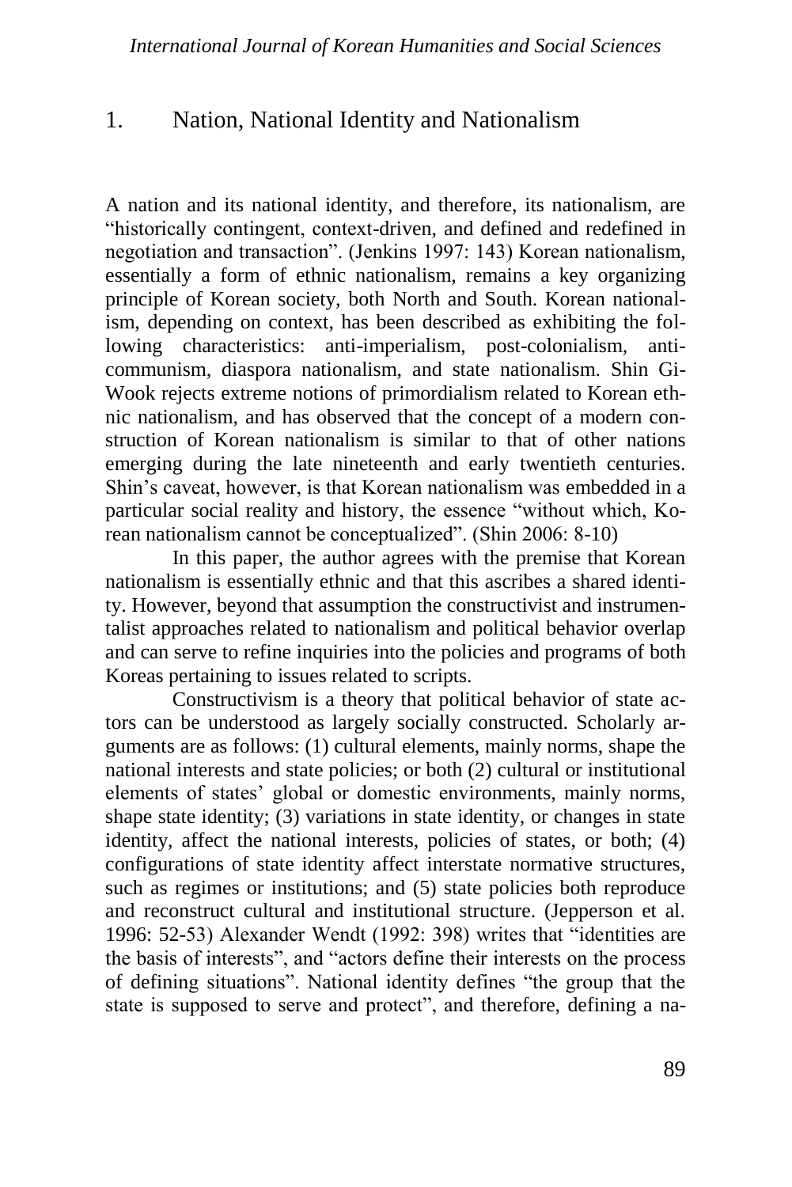## 1. Nation, National Identity and Nationalism

A nation and its national identity, and therefore, its nationalism, are "historically contingent, context-driven, and defined and redefined in negotiation and transaction". (Jenkins 1997: 143) Korean nationalism, essentially a form of ethnic nationalism, remains a key organizing principle of Korean society, both North and South. Korean nationalism, depending on context, has been described as exhibiting the following characteristics: anti-imperialism, post-colonialism, anti-communism, diaspora nationalism, and state nationalism. Shin Gi-Wook rejects extreme notions of primordialism related to Korean ethnic nationalism, and has observed that the concept of a modern construction of Korean nationalism is similar to that of other nations emerging during the late nineteenth and early twentieth centuries. Shin's caveat, however, is that Korean nationalism was embedded in a particular social reality and history, the essence "without which, Korean nationalism cannot be conceptualized". (Shin 2006: 8-10)

In this paper, the author agrees with the premise that Korean nationalism is essentially ethnic and that this ascribes a shared identity. However, beyond that assumption the constructivist and instrumentalist approaches related to nationalism and political behavior overlap and can serve to refine inquiries into the policies and programs of both Koreas pertaining to issues related to scripts.

Constructivism is a theory that political behavior of state actors can be understood as largely socially constructed. Scholarly arguments are as follows: (1) cultural elements, mainly norms, shape the national interests and state policies; or both (2) cultural or institutional elements of states' global or domestic environments, mainly norms, shape state identity; (3) variations in state identity, or changes in state identity, affect the national interests, policies of states, or both; (4) configurations of state identity affect interstate normative structures, such as regimes or institutions; and (5) state policies both reproduce and reconstruct cultural and institutional structure. (Jepperson et al. 1996: 52-53) Alexander Wendt (1992: 398) writes that "identities are the basis of interests", and "actors define their interests on the process of defining situations". National identity defines "the group that the state is supposed to serve and protect", and therefore, defining a na-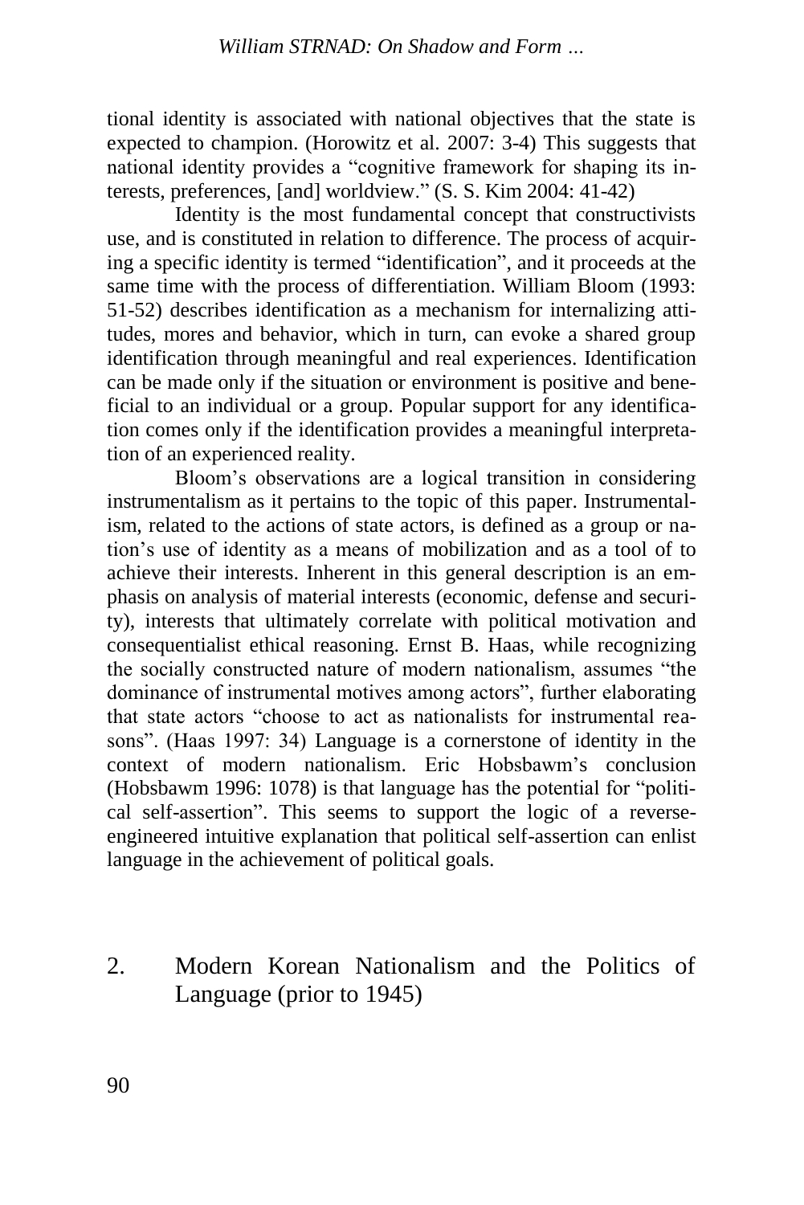tional identity is associated with national objectives that the state is expected to champion. (Horowitz et al. 2007: 3-4) This suggests that national identity provides a "cognitive framework for shaping its interests, preferences, [and] worldview." (S. S. Kim 2004: 41-42)

Identity is the most fundamental concept that constructivists use, and is constituted in relation to difference. The process of acquiring a specific identity is termed "identification", and it proceeds at the same time with the process of differentiation. William Bloom (1993: 51-52) describes identification as a mechanism for internalizing attitudes, mores and behavior, which in turn, can evoke a shared group identification through meaningful and real experiences. Identification can be made only if the situation or environment is positive and beneficial to an individual or a group. Popular support for any identification comes only if the identification provides a meaningful interpretation of an experienced reality.

Bloom's observations are a logical transition in considering instrumentalism as it pertains to the topic of this paper. Instrumentalism, related to the actions of state actors, is defined as a group or nation's use of identity as a means of mobilization and as a tool of to achieve their interests. Inherent in this general description is an emphasis on analysis of material interests (economic, defense and security), interests that ultimately correlate with political motivation and consequentialist ethical reasoning. Ernst B. Haas, while recognizing the socially constructed nature of modern nationalism, assumes "the dominance of instrumental motives among actors", further elaborating that state actors "choose to act as nationalists for instrumental reasons". (Haas 1997: 34) Language is a cornerstone of identity in the context of modern nationalism. Eric Hobsbawm's conclusion (Hobsbawm 1996: 1078) is that language has the potential for "political self-assertion". This seems to support the logic of a reverse-engineered intuitive explanation that political self-assertion can enlist language in the achievement of political goals.

## 2. Modern Korean Nationalism and the Politics of Language (prior to 1945)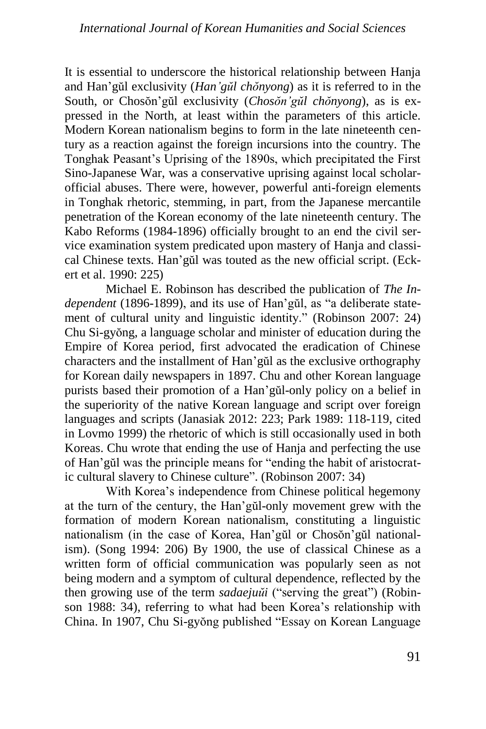It is essential to underscore the historical relationship between Hanja and Han'gŭl exclusivity (*Han'gŭl chŏnyong*) as it is referred to in the South, or Chosŏn'gŭl exclusivity (*Chosŏn'gŭl chŏnyong*), as is expressed in the North, at least within the parameters of this article. Modern Korean nationalism begins to form in the late nineteenth century as a reaction against the foreign incursions into the country. The Tonghak Peasant's Uprising of the 1890s, which precipitated the First Sino-Japanese War, was a conservative uprising against local scholar-official abuses. There were, however, powerful anti-foreign elements in Tonghak rhetoric, stemming, in part, from the Japanese mercantile penetration of the Korean economy of the late nineteenth century. The Kabo Reforms (1984-1896) officially brought to an end the civil service examination system predicated upon mastery of Hanja and classical Chinese texts. Han'gŭl was touted as the new official script. (Eckert et al. 1990: 225)

Michael E. Robinson has described the publication of *The Independent* (1896-1899), and its use of Han'gŭl, as "a deliberate statement of cultural unity and linguistic identity." (Robinson 2007: 24) Chu Si-gyŏng, a language scholar and minister of education during the Empire of Korea period, first advocated the eradication of Chinese characters and the installment of Han'gŭl as the exclusive orthography for Korean daily newspapers in 1897. Chu and other Korean language purists based their promotion of a Han'gŭl-only policy on a belief in the superiority of the native Korean language and script over foreign languages and scripts (Janasiak 2012: 223; Park 1989: 118-119, cited in Lovmo 1999) the rhetoric of which is still occasionally used in both Koreas. Chu wrote that ending the use of Hanja and perfecting the use of Han'gŭl was the principle means for "ending the habit of aristocratic cultural slavery to Chinese culture". (Robinson 2007: 34)

With Korea's independence from Chinese political hegemony at the turn of the century, the Han'gŭl-only movement grew with the formation of modern Korean nationalism, constituting a linguistic nationalism (in the case of Korea, Han'gŭl or Chosŏn'gŭl nationalism). (Song 1994: 206) By 1900, the use of classical Chinese as a written form of official communication was popularly seen as not being modern and a symptom of cultural dependence, reflected by the then growing use of the term *sadaejuŭi* ("serving the great") (Robinson 1988: 34), referring to what had been Korea's relationship with China. In 1907, Chu Si-gyŏng published "Essay on Korean Language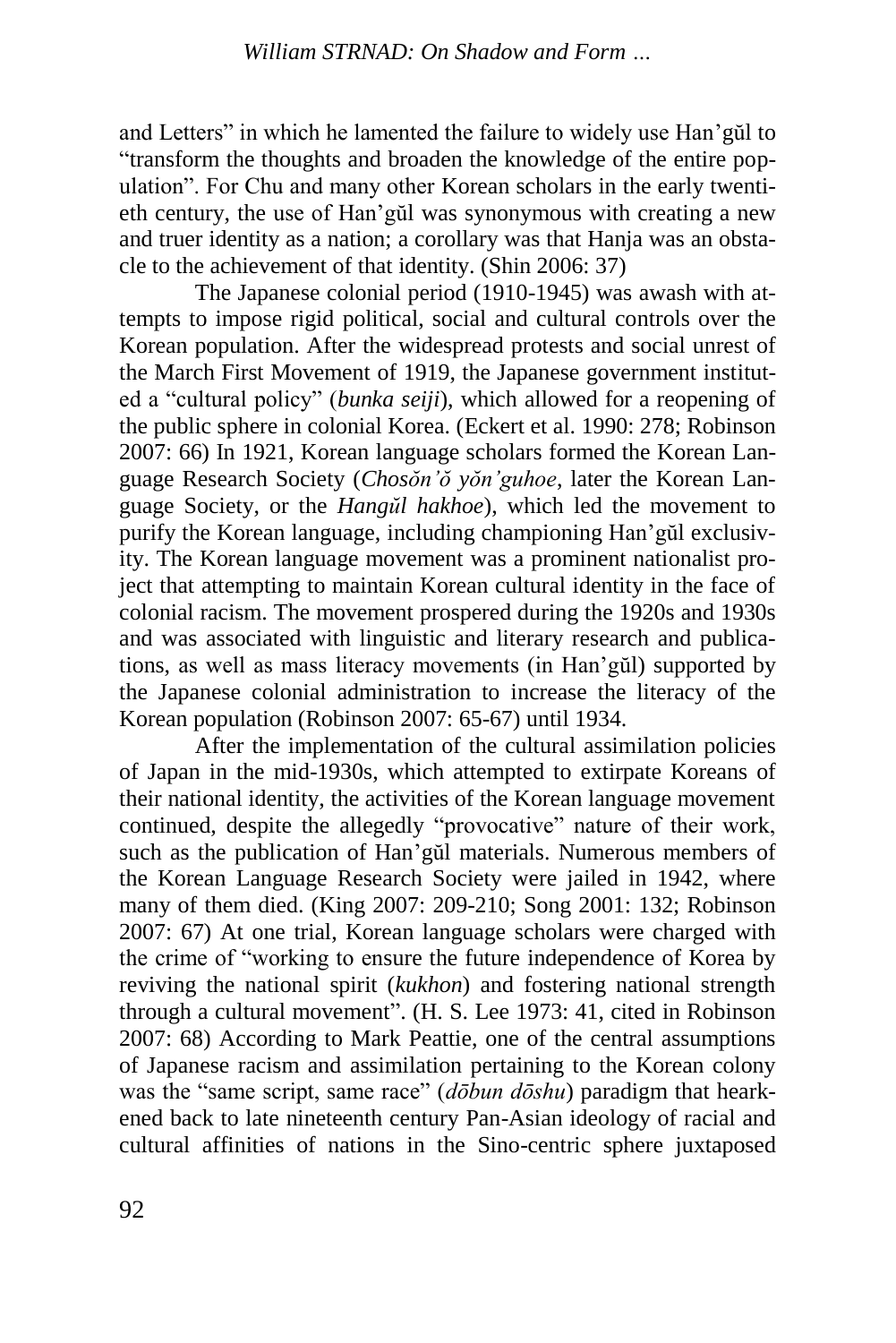and Letters" in which he lamented the failure to widely use Han'gŭl to "transform the thoughts and broaden the knowledge of the entire population". For Chu and many other Korean scholars in the early twentieth century, the use of Han'gŭl was synonymous with creating a new and truer identity as a nation; a corollary was that Hanja was an obstacle to the achievement of that identity. (Shin 2006: 37)

The Japanese colonial period (1910-1945) was awash with attempts to impose rigid political, social and cultural controls over the Korean population. After the widespread protests and social unrest of the March First Movement of 1919, the Japanese government instituted a "cultural policy" (*bunka seiji*), which allowed for a reopening of the public sphere in colonial Korea. (Eckert et al. 1990: 278; Robinson 2007: 66) In 1921, Korean language scholars formed the Korean Language Research Society (*Chosŏn'ŏ yŏn'guhoe*, later the Korean Language Society, or the *Hangŭl hakhoe*), which led the movement to purify the Korean language, including championing Han'gŭl exclusivity. The Korean language movement was a prominent nationalist project that attempting to maintain Korean cultural identity in the face of colonial racism. The movement prospered during the 1920s and 1930s and was associated with linguistic and literary research and publications, as well as mass literacy movements (in Han'gŭl) supported by the Japanese colonial administration to increase the literacy of the Korean population (Robinson 2007: 65-67) until 1934.

After the implementation of the cultural assimilation policies of Japan in the mid-1930s, which attempted to extirpate Koreans of their national identity, the activities of the Korean language movement continued, despite the allegedly "provocative" nature of their work, such as the publication of Han'gŭl materials. Numerous members of the Korean Language Research Society were jailed in 1942, where many of them died. (King 2007: 209-210; Song 2001: 132; Robinson 2007: 67) At one trial, Korean language scholars were charged with the crime of "working to ensure the future independence of Korea by reviving the national spirit (*kukhon*) and fostering national strength through a cultural movement". (H. S. Lee 1973: 41, cited in Robinson 2007: 68) According to Mark Peattie, one of the central assumptions of Japanese racism and assimilation pertaining to the Korean colony was the "same script, same race" (*dōbun dōshu*) paradigm that hearkened back to late nineteenth century Pan-Asian ideology of racial and cultural affinities of nations in the Sino-centric sphere juxtaposed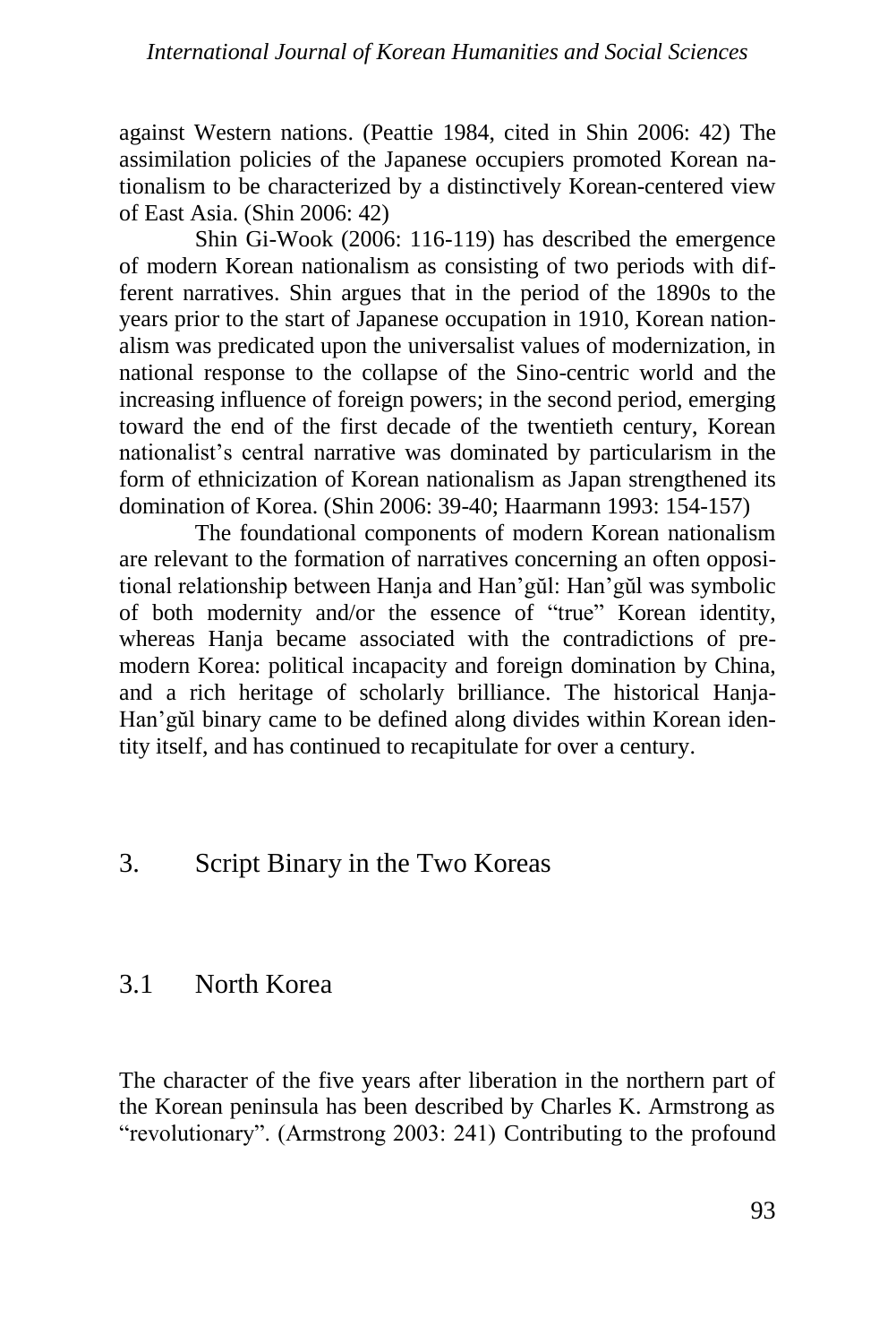against Western nations. (Peattie 1984, cited in Shin 2006: 42) The assimilation policies of the Japanese occupiers promoted Korean nationalism to be characterized by a distinctively Korean-centered view of East Asia. (Shin 2006: 42)

Shin Gi-Wook (2006: 116-119) has described the emergence of modern Korean nationalism as consisting of two periods with different narratives. Shin argues that in the period of the 1890s to the years prior to the start of Japanese occupation in 1910, Korean nationalism was predicated upon the universalist values of modernization, in national response to the collapse of the Sino-centric world and the increasing influence of foreign powers; in the second period, emerging toward the end of the first decade of the twentieth century, Korean nationalist's central narrative was dominated by particularism in the form of ethnicization of Korean nationalism as Japan strengthened its domination of Korea. (Shin 2006: 39-40; Haarmann 1993: 154-157)

The foundational components of modern Korean nationalism are relevant to the formation of narratives concerning an often oppositional relationship between Hanja and Han'gŭl: Han'gŭl was symbolic of both modernity and/or the essence of "true" Korean identity, whereas Hanja became associated with the contradictions of premodern Korea: political incapacity and foreign domination by China, and a rich heritage of scholarly brilliance. The historical Hanja-Han'gŭl binary came to be defined along divides within Korean identity itself, and has continued to recapitulate for over a century.

## 3. Script Binary in the Two Koreas

### 3.1 North Korea

The character of the five years after liberation in the northern part of the Korean peninsula has been described by Charles K. Armstrong as "revolutionary". (Armstrong 2003: 241) Contributing to the profound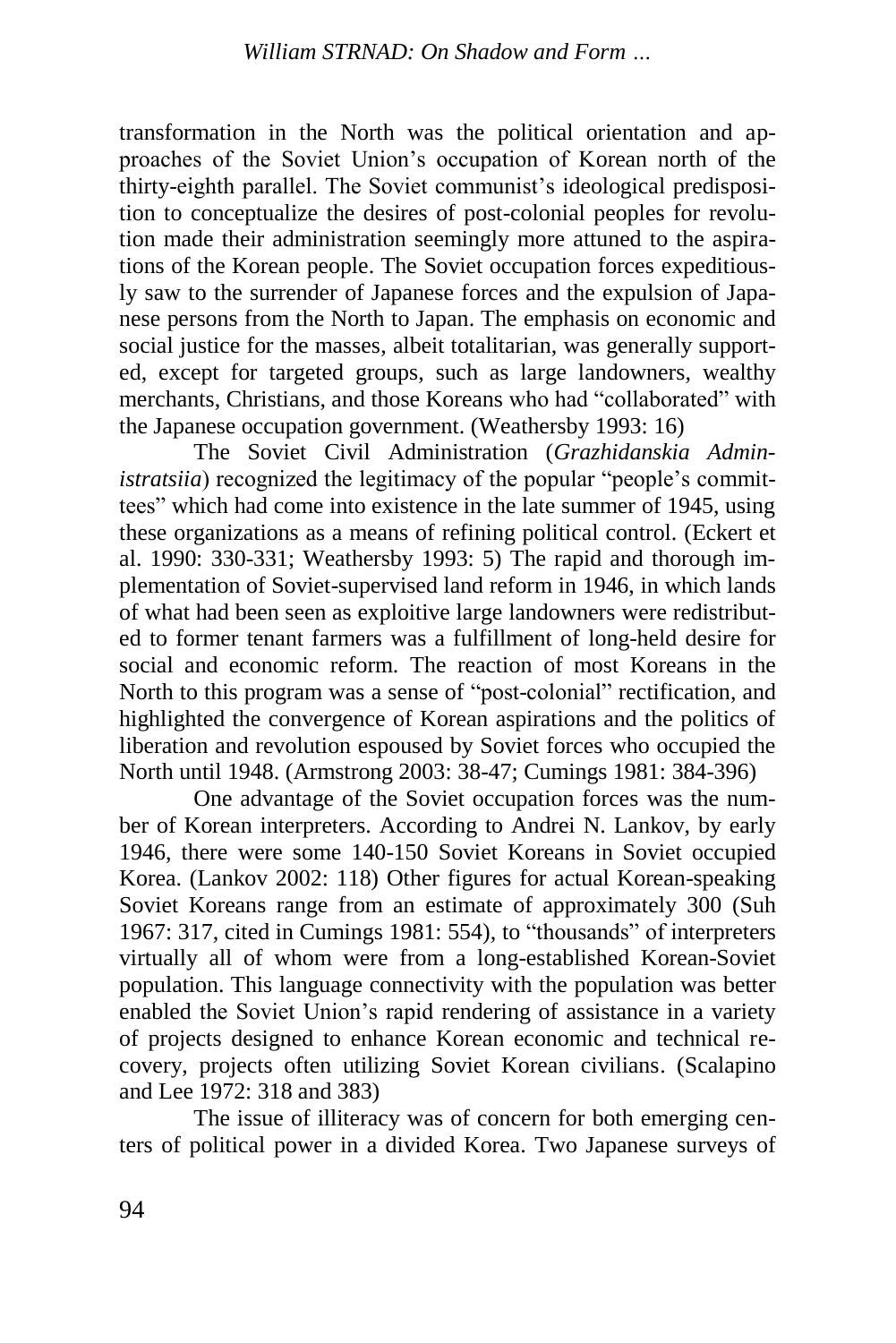transformation in the North was the political orientation and approaches of the Soviet Union's occupation of Korean north of the thirty-eighth parallel. The Soviet communist's ideological predisposition to conceptualize the desires of post-colonial peoples for revolution made their administration seemingly more attuned to the aspirations of the Korean people. The Soviet occupation forces expeditiously saw to the surrender of Japanese forces and the expulsion of Japanese persons from the North to Japan. The emphasis on economic and social justice for the masses, albeit totalitarian, was generally supported, except for targeted groups, such as large landowners, wealthy merchants, Christians, and those Koreans who had "collaborated" with the Japanese occupation government. (Weathersby 1993: 16)

The Soviet Civil Administration (*Grazhidanskia Administratsiia*) recognized the legitimacy of the popular "people's committees" which had come into existence in the late summer of 1945, using these organizations as a means of refining political control. (Eckert et al. 1990: 330-331; Weathersby 1993: 5) The rapid and thorough implementation of Soviet-supervised land reform in 1946, in which lands of what had been seen as exploitive large landowners were redistributed to former tenant farmers was a fulfillment of long-held desire for social and economic reform. The reaction of most Koreans in the North to this program was a sense of "post-colonial" rectification, and highlighted the convergence of Korean aspirations and the politics of liberation and revolution espoused by Soviet forces who occupied the North until 1948. (Armstrong 2003: 38-47; Cumings 1981: 384-396)

One advantage of the Soviet occupation forces was the number of Korean interpreters. According to Andrei N. Lankov, by early 1946, there were some 140-150 Soviet Koreans in Soviet occupied Korea. (Lankov 2002: 118) Other figures for actual Korean-speaking Soviet Koreans range from an estimate of approximately 300 (Suh 1967: 317, cited in Cumings 1981: 554), to "thousands" of interpreters virtually all of whom were from a long-established Korean-Soviet population. This language connectivity with the population was better enabled the Soviet Union's rapid rendering of assistance in a variety of projects designed to enhance Korean economic and technical recovery, projects often utilizing Soviet Korean civilians. (Scalapino and Lee 1972: 318 and 383)

The issue of illiteracy was of concern for both emerging centers of political power in a divided Korea. Two Japanese surveys of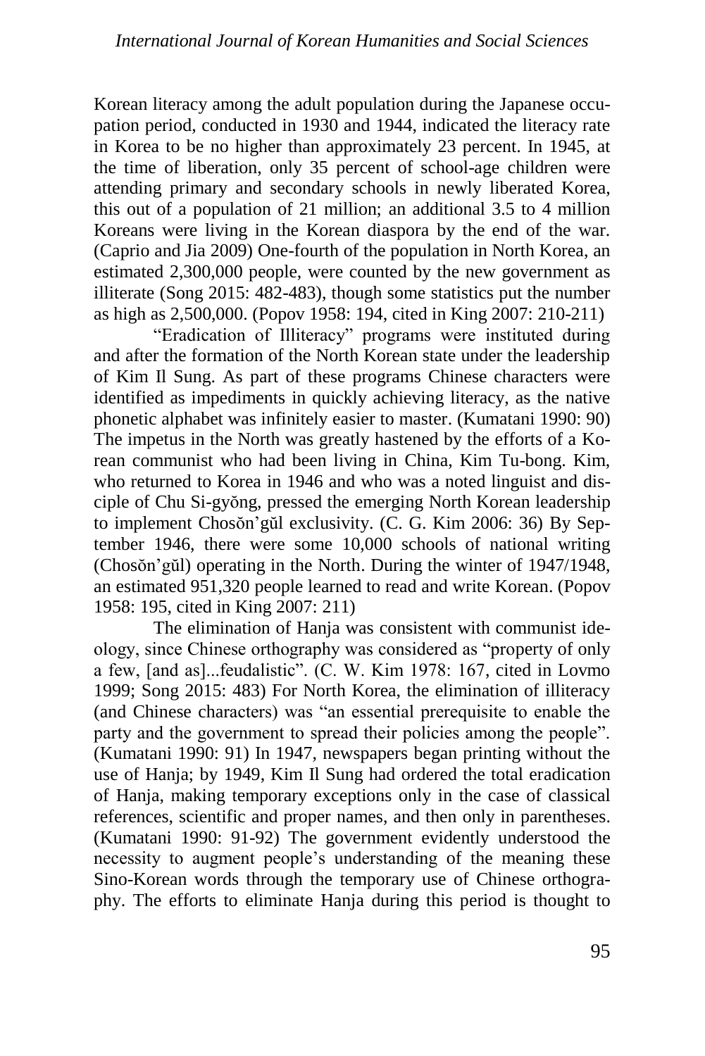Korean literacy among the adult population during the Japanese occupation period, conducted in 1930 and 1944, indicated the literacy rate in Korea to be no higher than approximately 23 percent. In 1945, at the time of liberation, only 35 percent of school-age children were attending primary and secondary schools in newly liberated Korea, this out of a population of 21 million; an additional 3.5 to 4 million Koreans were living in the Korean diaspora by the end of the war. (Caprio and Jia 2009) One-fourth of the population in North Korea, an estimated 2,300,000 people, were counted by the new government as illiterate (Song 2015: 482-483), though some statistics put the number as high as 2,500,000. (Popov 1958: 194, cited in King 2007: 210-211)

"Eradication of Illiteracy" programs were instituted during and after the formation of the North Korean state under the leadership of Kim Il Sung. As part of these programs Chinese characters were identified as impediments in quickly achieving literacy, as the native phonetic alphabet was infinitely easier to master. (Kumatani 1990: 90) The impetus in the North was greatly hastened by the efforts of a Korean communist who had been living in China, Kim Tu-bong. Kim, who returned to Korea in 1946 and who was a noted linguist and disciple of Chu Si-gyŏng, pressed the emerging North Korean leadership to implement Chosŏn'gŭl exclusivity. (C. G. Kim 2006: 36) By September 1946, there were some 10,000 schools of national writing (Chosŏn'gŭl) operating in the North. During the winter of 1947/1948, an estimated 951,320 people learned to read and write Korean. (Popov 1958: 195, cited in King 2007: 211)

The elimination of Hanja was consistent with communist ideology, since Chinese orthography was considered as "property of only a few, [and as]...feudalistic". (C. W. Kim 1978: 167, cited in Lovmo 1999; Song 2015: 483) For North Korea, the elimination of illiteracy (and Chinese characters) was "an essential prerequisite to enable the party and the government to spread their policies among the people". (Kumatani 1990: 91) In 1947, newspapers began printing without the use of Hanja; by 1949, Kim Il Sung had ordered the total eradication of Hanja, making temporary exceptions only in the case of classical references, scientific and proper names, and then only in parentheses. (Kumatani 1990: 91-92) The government evidently understood the necessity to augment people's understanding of the meaning these Sino-Korean words through the temporary use of Chinese orthography. The efforts to eliminate Hanja during this period is thought to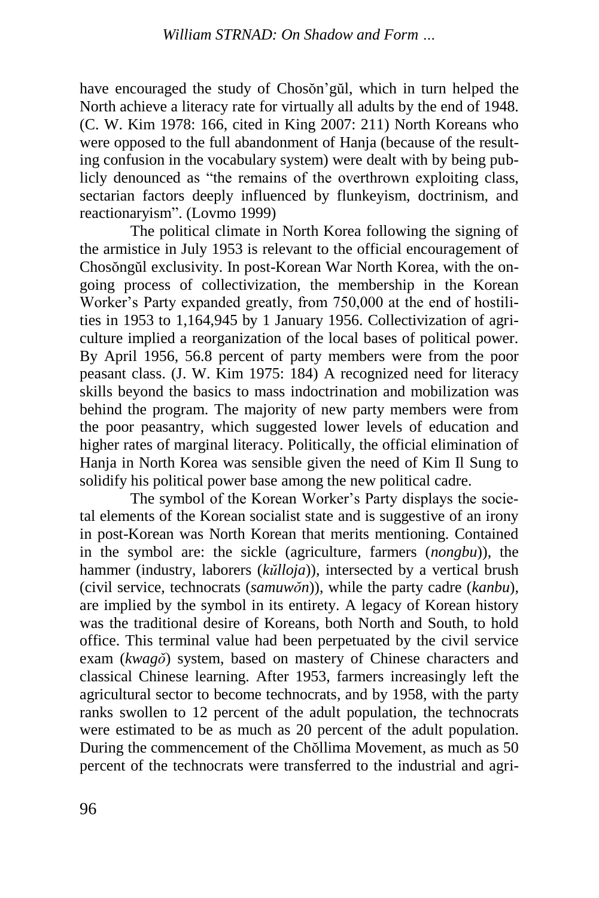have encouraged the study of Chosŏn'gŭl, which in turn helped the North achieve a literacy rate for virtually all adults by the end of 1948. (C. W. Kim 1978: 166, cited in King 2007: 211) North Koreans who were opposed to the full abandonment of Hanja (because of the resulting confusion in the vocabulary system) were dealt with by being publicly denounced as "the remains of the overthrown exploiting class, sectarian factors deeply influenced by flunkeyism, doctrinism, and reactionaryism". (Lovmo 1999)

The political climate in North Korea following the signing of the armistice in July 1953 is relevant to the official encouragement of Chosŏngŭl exclusivity. In post-Korean War North Korea, with the ongoing process of collectivization, the membership in the Korean Worker's Party expanded greatly, from 750,000 at the end of hostilities in 1953 to 1,164,945 by 1 January 1956. Collectivization of agriculture implied a reorganization of the local bases of political power. By April 1956, 56.8 percent of party members were from the poor peasant class. (J. W. Kim 1975: 184) A recognized need for literacy skills beyond the basics to mass indoctrination and mobilization was behind the program. The majority of new party members were from the poor peasantry, which suggested lower levels of education and higher rates of marginal literacy. Politically, the official elimination of Hanja in North Korea was sensible given the need of Kim Il Sung to solidify his political power base among the new political cadre.

The symbol of the Korean Worker's Party displays the societal elements of the Korean socialist state and is suggestive of an irony in post-Korean was North Korean that merits mentioning. Contained in the symbol are: the sickle (agriculture, farmers (*nongbu*)), the hammer (industry, laborers (*kŭlloja*)), intersected by a vertical brush (civil service, technocrats (*samuwŏn*)), while the party cadre (*kanbu*), are implied by the symbol in its entirety. A legacy of Korean history was the traditional desire of Koreans, both North and South, to hold office. This terminal value had been perpetuated by the civil service exam (*kwagŏ*) system, based on mastery of Chinese characters and classical Chinese learning. After 1953, farmers increasingly left the agricultural sector to become technocrats, and by 1958, with the party ranks swollen to 12 percent of the adult population, the technocrats were estimated to be as much as 20 percent of the adult population. During the commencement of the Chŏllima Movement, as much as 50 percent of the technocrats were transferred to the industrial and agri-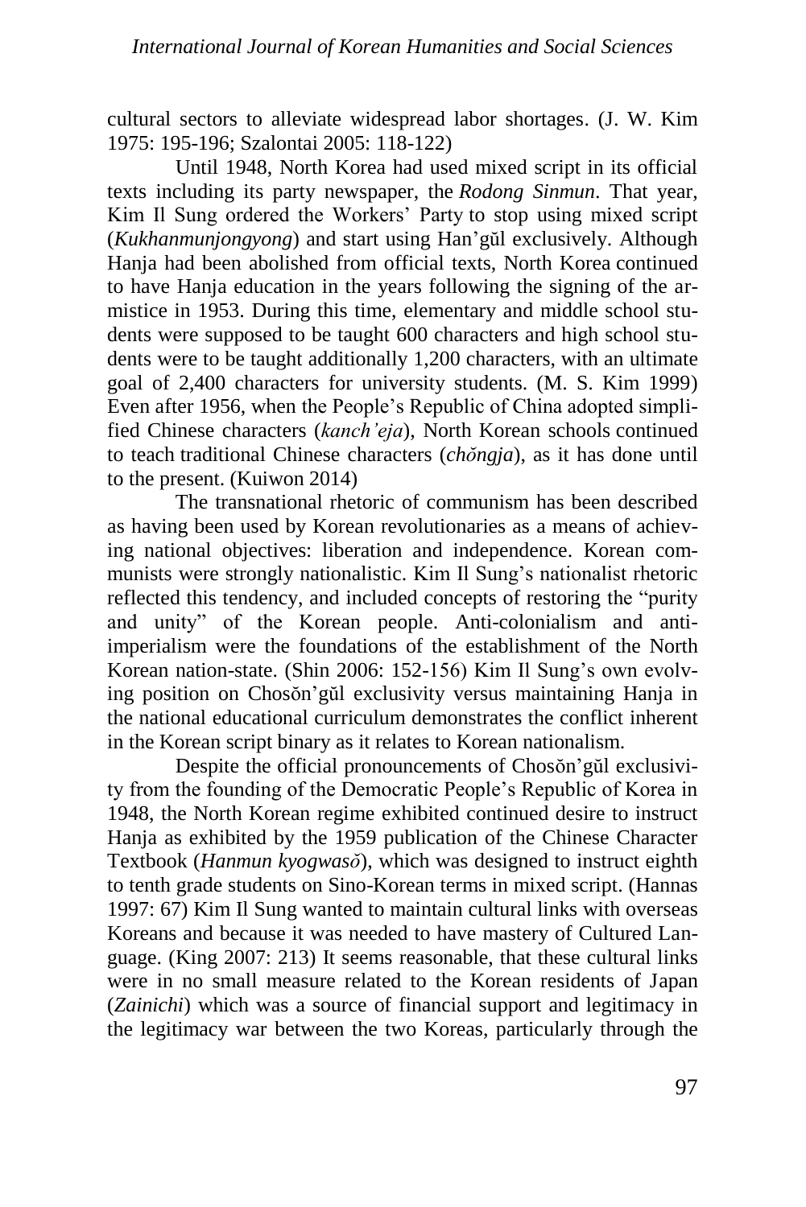cultural sectors to alleviate widespread labor shortages. (J. W. Kim 1975: 195-196; Szalontai 2005: 118-122)

Until 1948, North Korea had used mixed script in its official texts including its party newspaper, the *Rodong Sinmun*. That year, Kim Il Sung ordered the Workers' Party to stop using mixed script (*Kukhanmunjongyong*) and start using Han'gŭl exclusively. Although Hanja had been abolished from official texts, North Korea continued to have Hanja education in the years following the signing of the armistice in 1953. During this time, elementary and middle school students were supposed to be taught 600 characters and high school students were to be taught additionally 1,200 characters, with an ultimate goal of 2,400 characters for university students. (M. S. Kim 1999) Even after 1956, when the People's Republic of China adopted simplified Chinese characters (*kanch'eja*), North Korean schools continued to teach traditional Chinese characters (*chŏngja*), as it has done until to the present. (Kuiwon 2014)

The transnational rhetoric of communism has been described as having been used by Korean revolutionaries as a means of achieving national objectives: liberation and independence. Korean communists were strongly nationalistic. Kim Il Sung's nationalist rhetoric reflected this tendency, and included concepts of restoring the "purity and unity" of the Korean people. Anti-colonialism and anti-imperialism were the foundations of the establishment of the North Korean nation-state. (Shin 2006: 152-156) Kim Il Sung's own evolving position on Chosŏn'gŭl exclusivity versus maintaining Hanja in the national educational curriculum demonstrates the conflict inherent in the Korean script binary as it relates to Korean nationalism.

Despite the official pronouncements of Chosŏn'gŭl exclusivity from the founding of the Democratic People's Republic of Korea in 1948, the North Korean regime exhibited continued desire to instruct Hanja as exhibited by the 1959 publication of the Chinese Character Textbook (*Hanmun kyogwasŏ*), which was designed to instruct eighth to tenth grade students on Sino-Korean terms in mixed script. (Hannas 1997: 67) Kim Il Sung wanted to maintain cultural links with overseas Koreans and because it was needed to have mastery of Cultured Language. (King 2007: 213) It seems reasonable, that these cultural links were in no small measure related to the Korean residents of Japan (*Zainichi*) which was a source of financial support and legitimacy in the legitimacy war between the two Koreas, particularly through the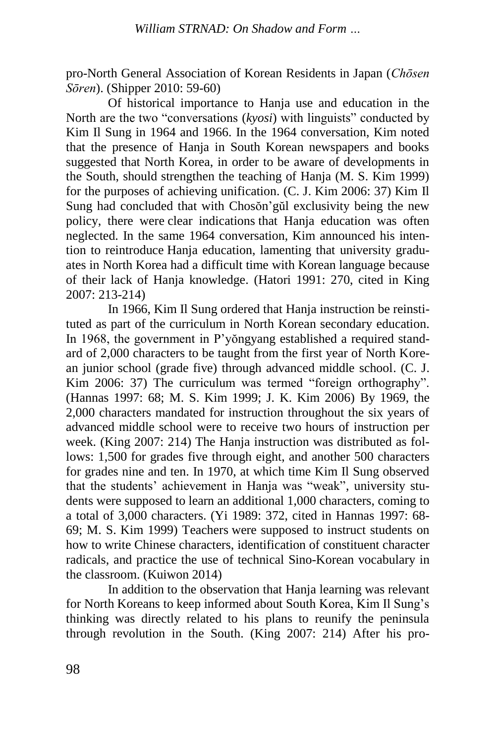pro-North General Association of Korean Residents in Japan (*Chōsen Sōren*). (Shipper 2010: 59-60)

Of historical importance to Hanja use and education in the North are the two "conversations (*kyosi*) with linguists" conducted by Kim Il Sung in 1964 and 1966. In the 1964 conversation, Kim noted that the presence of Hanja in South Korean newspapers and books suggested that North Korea, in order to be aware of developments in the South, should strengthen the teaching of Hanja (M. S. Kim 1999) for the purposes of achieving unification. (C. J. Kim 2006: 37) Kim Il Sung had concluded that with Chosŏn'gŭl exclusivity being the new policy, there were clear indications that Hanja education was often neglected. In the same 1964 conversation, Kim announced his intention to reintroduce Hanja education, lamenting that university graduates in North Korea had a difficult time with Korean language because of their lack of Hanja knowledge. (Hatori 1991: 270, cited in King 2007: 213-214)

In 1966, Kim Il Sung ordered that Hanja instruction be reinstituted as part of the curriculum in North Korean secondary education. In 1968, the government in P'yŏngyang established a required standard of 2,000 characters to be taught from the first year of North Korean junior school (grade five) through advanced middle school. (C. J. Kim 2006: 37) The curriculum was termed "foreign orthography". (Hannas 1997: 68; M. S. Kim 1999; J. K. Kim 2006) By 1969, the 2,000 characters mandated for instruction throughout the six years of advanced middle school were to receive two hours of instruction per week. (King 2007: 214) The Hanja instruction was distributed as follows: 1,500 for grades five through eight, and another 500 characters for grades nine and ten. In 1970, at which time Kim Il Sung observed that the students' achievement in Hanja was "weak", university students were supposed to learn an additional 1,000 characters, coming to a total of 3,000 characters. (Yi 1989: 372, cited in Hannas 1997: 68-69; M. S. Kim 1999) Teachers were supposed to instruct students on how to write Chinese characters, identification of constituent character radicals, and practice the use of technical Sino-Korean vocabulary in the classroom. (Kuiwon 2014)

In addition to the observation that Hanja learning was relevant for North Koreans to keep informed about South Korea, Kim Il Sung's thinking was directly related to his plans to reunify the peninsula through revolution in the South. (King 2007: 214) After his pro-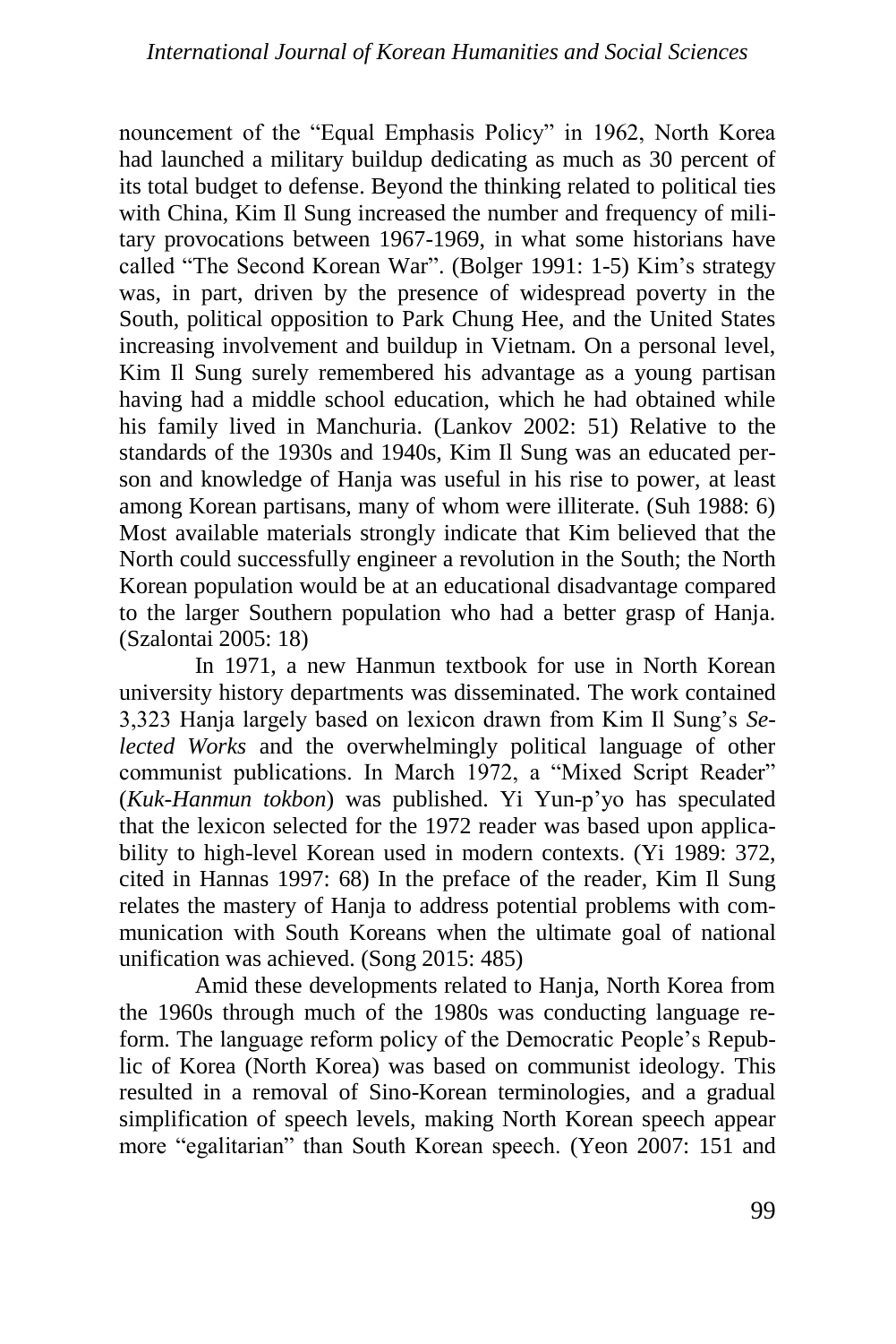nouncement of the "Equal Emphasis Policy" in 1962, North Korea had launched a military buildup dedicating as much as 30 percent of its total budget to defense. Beyond the thinking related to political ties with China, Kim Il Sung increased the number and frequency of military provocations between 1967-1969, in what some historians have called "The Second Korean War". (Bolger 1991: 1-5) Kim's strategy was, in part, driven by the presence of widespread poverty in the South, political opposition to Park Chung Hee, and the United States increasing involvement and buildup in Vietnam. On a personal level, Kim Il Sung surely remembered his advantage as a young partisan having had a middle school education, which he had obtained while his family lived in Manchuria. (Lankov 2002: 51) Relative to the standards of the 1930s and 1940s, Kim Il Sung was an educated person and knowledge of Hanja was useful in his rise to power, at least among Korean partisans, many of whom were illiterate. (Suh 1988: 6) Most available materials strongly indicate that Kim believed that the North could successfully engineer a revolution in the South; the North Korean population would be at an educational disadvantage compared to the larger Southern population who had a better grasp of Hanja. (Szalontai 2005: 18)

In 1971, a new Hanmun textbook for use in North Korean university history departments was disseminated. The work contained 3,323 Hanja largely based on lexicon drawn from Kim Il Sung's *Selected Works* and the overwhelmingly political language of other communist publications. In March 1972, a "Mixed Script Reader" (*Kuk-Hanmun tokbon*) was published. Yi Yun-p'yo has speculated that the lexicon selected for the 1972 reader was based upon applicability to high-level Korean used in modern contexts. (Yi 1989: 372, cited in Hannas 1997: 68) In the preface of the reader, Kim Il Sung relates the mastery of Hanja to address potential problems with communication with South Koreans when the ultimate goal of national unification was achieved. (Song 2015: 485)

Amid these developments related to Hanja, North Korea from the 1960s through much of the 1980s was conducting language reform. The language reform policy of the Democratic People's Republic of Korea (North Korea) was based on communist ideology. This resulted in a removal of Sino-Korean terminologies, and a gradual simplification of speech levels, making North Korean speech appear more "egalitarian" than South Korean speech. (Yeon 2007: 151 and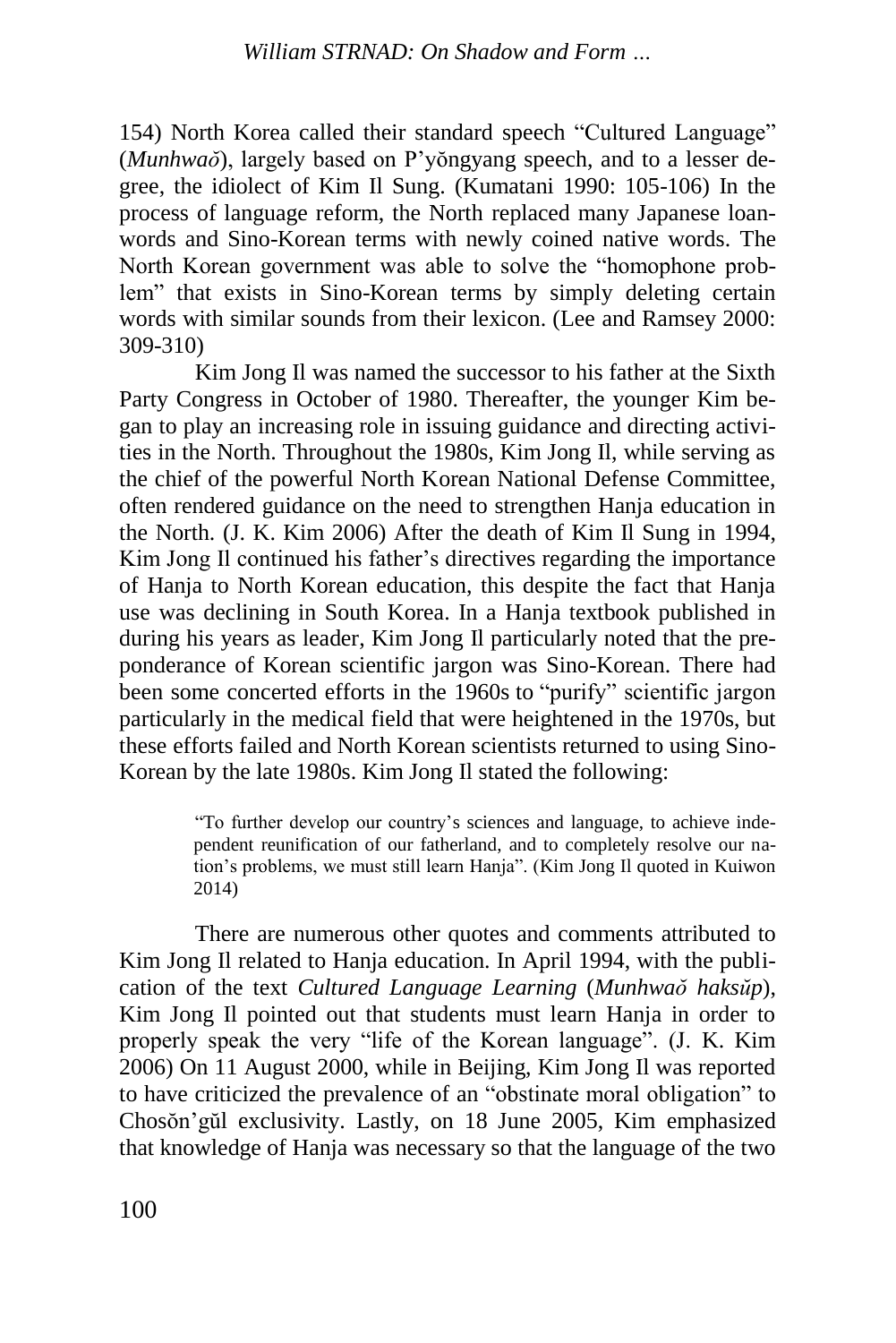154) North Korea called their standard speech "Cultured Language" (*Munhwaŏ*), largely based on P'yŏngyang speech, and to a lesser degree, the idiolect of Kim Il Sung. (Kumatani 1990: 105-106) In the process of language reform, the North replaced many Japanese loanwords and Sino-Korean terms with newly coined native words. The North Korean government was able to solve the "homophone problem" that exists in Sino-Korean terms by simply deleting certain words with similar sounds from their lexicon. (Lee and Ramsey 2000: 309-310)

Kim Jong Il was named the successor to his father at the Sixth Party Congress in October of 1980. Thereafter, the younger Kim began to play an increasing role in issuing guidance and directing activities in the North. Throughout the 1980s, Kim Jong Il, while serving as the chief of the powerful North Korean National Defense Committee, often rendered guidance on the need to strengthen Hanja education in the North. (J. K. Kim 2006) After the death of Kim Il Sung in 1994, Kim Jong Il continued his father's directives regarding the importance of Hanja to North Korean education, this despite the fact that Hanja use was declining in South Korea. In a Hanja textbook published in during his years as leader, Kim Jong Il particularly noted that the preponderance of Korean scientific jargon was Sino-Korean. There had been some concerted efforts in the 1960s to "purify" scientific jargon particularly in the medical field that were heightened in the 1970s, but these efforts failed and North Korean scientists returned to using Sino-Korean by the late 1980s. Kim Jong Il stated the following:

> "To further develop our country's sciences and language, to achieve independent reunification of our fatherland, and to completely resolve our nation's problems, we must still learn Hanja". (Kim Jong Il quoted in Kuiwon 2014)

There are numerous other quotes and comments attributed to Kim Jong Il related to Hanja education. In April 1994, with the publication of the text *Cultured Language Learning* (*Munhwaŏ haksŭp*), Kim Jong Il pointed out that students must learn Hanja in order to properly speak the very "life of the Korean language". (J. K. Kim 2006) On 11 August 2000, while in Beijing, Kim Jong Il was reported to have criticized the prevalence of an "obstinate moral obligation" to Chosŏn'gŭl exclusivity. Lastly, on 18 June 2005, Kim emphasized that knowledge of Hanja was necessary so that the language of the two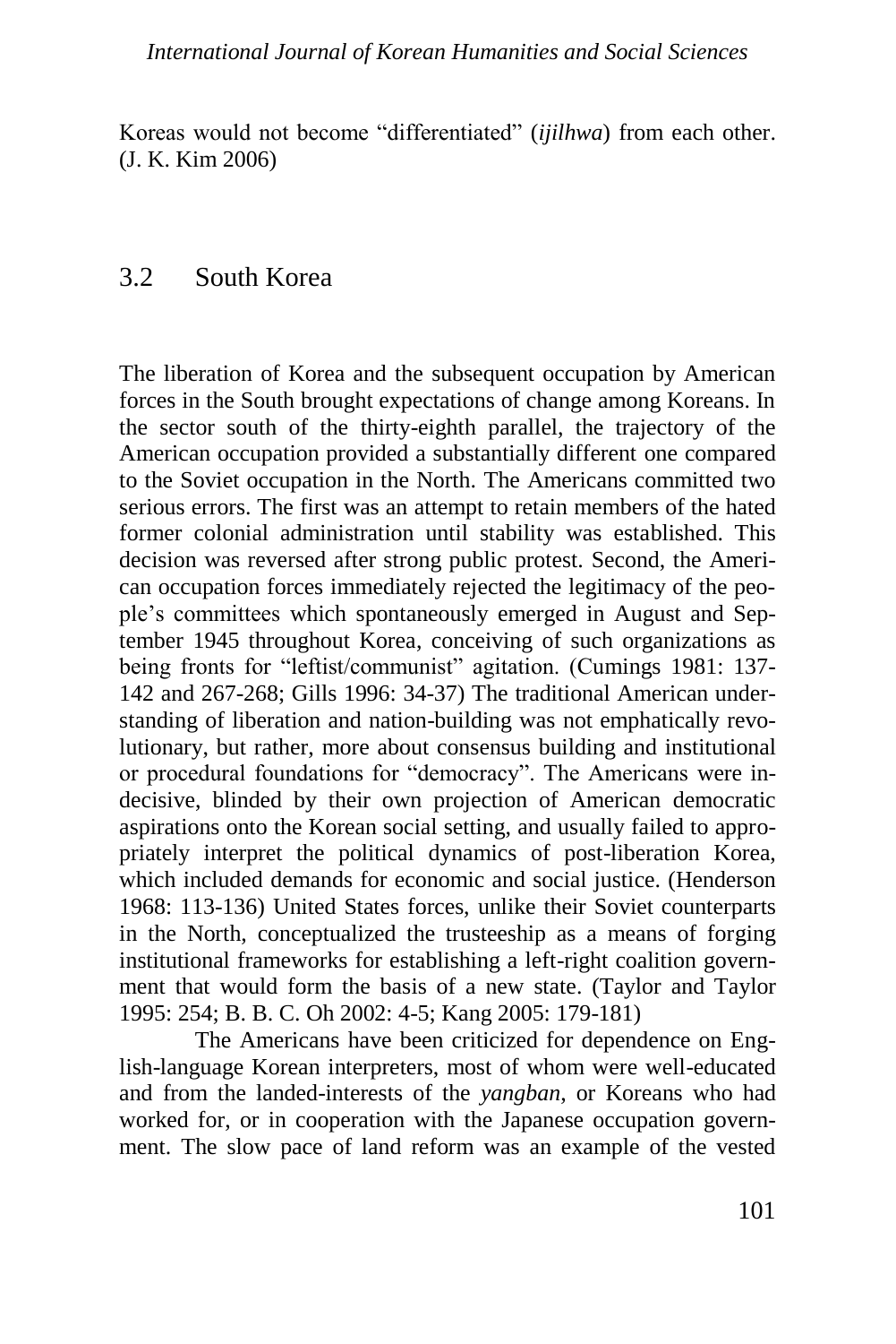Koreas would not become "differentiated" (*ijilhwa*) from each other. (J. K. Kim 2006)

## 3.2 South Korea

The liberation of Korea and the subsequent occupation by American forces in the South brought expectations of change among Koreans. In the sector south of the thirty-eighth parallel, the trajectory of the American occupation provided a substantially different one compared to the Soviet occupation in the North. The Americans committed two serious errors. The first was an attempt to retain members of the hated former colonial administration until stability was established. This decision was reversed after strong public protest. Second, the American occupation forces immediately rejected the legitimacy of the people's committees which spontaneously emerged in August and September 1945 throughout Korea, conceiving of such organizations as being fronts for "leftist/communist" agitation. (Cumings 1981: 137-142 and 267-268; Gills 1996: 34-37) The traditional American understanding of liberation and nation-building was not emphatically revolutionary, but rather, more about consensus building and institutional or procedural foundations for "democracy". The Americans were indecisive, blinded by their own projection of American democratic aspirations onto the Korean social setting, and usually failed to appropriately interpret the political dynamics of post-liberation Korea, which included demands for economic and social justice. (Henderson 1968: 113-136) United States forces, unlike their Soviet counterparts in the North, conceptualized the trusteeship as a means of forging institutional frameworks for establishing a left-right coalition government that would form the basis of a new state. (Taylor and Taylor 1995: 254; B. B. C. Oh 2002: 4-5; Kang 2005: 179-181)

The Americans have been criticized for dependence on English-language Korean interpreters, most of whom were well-educated and from the landed-interests of the *yangban*, or Koreans who had worked for, or in cooperation with the Japanese occupation government. The slow pace of land reform was an example of the vested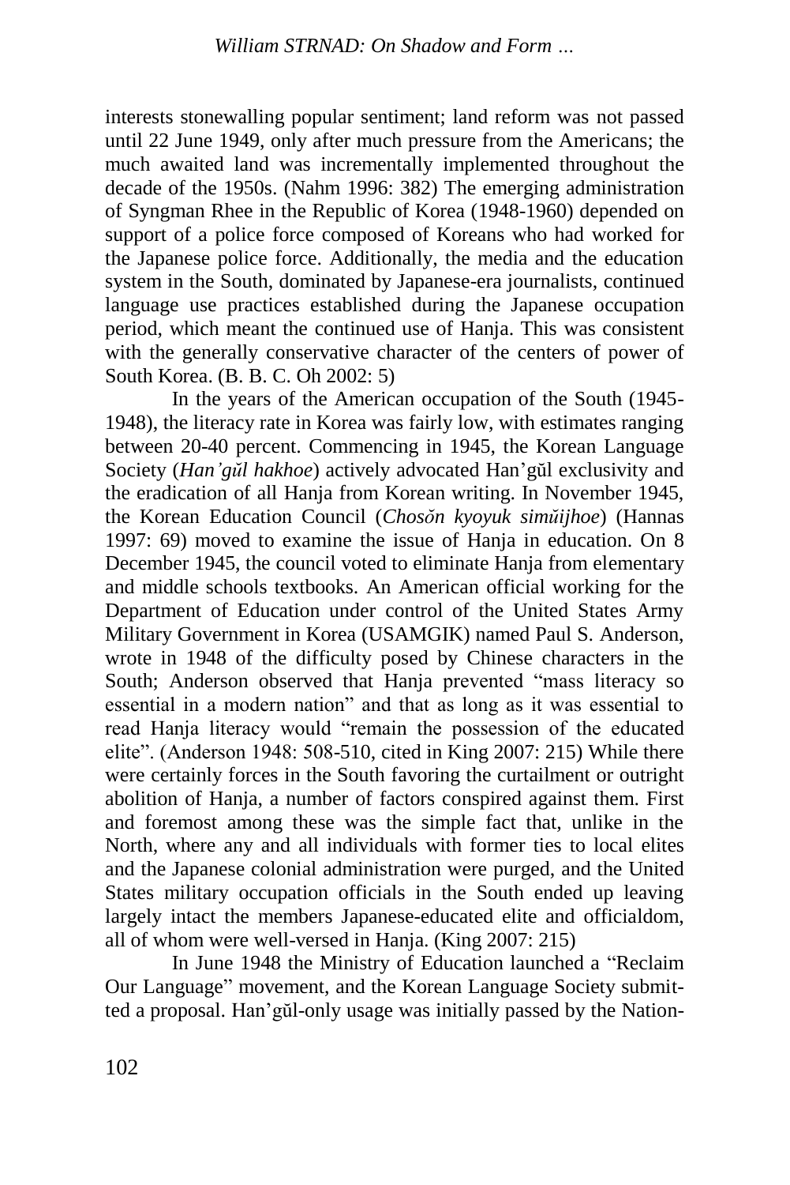interests stonewalling popular sentiment; land reform was not passed until 22 June 1949, only after much pressure from the Americans; the much awaited land was incrementally implemented throughout the decade of the 1950s. (Nahm 1996: 382) The emerging administration of Syngman Rhee in the Republic of Korea (1948-1960) depended on support of a police force composed of Koreans who had worked for the Japanese police force. Additionally, the media and the education system in the South, dominated by Japanese-era journalists, continued language use practices established during the Japanese occupation period, which meant the continued use of Hanja. This was consistent with the generally conservative character of the centers of power of South Korea. (B. B. C. Oh 2002: 5)

In the years of the American occupation of the South (1945-1948), the literacy rate in Korea was fairly low, with estimates ranging between 20-40 percent. Commencing in 1945, the Korean Language Society (*Han'gŭl hakhoe*) actively advocated Han'gŭl exclusivity and the eradication of all Hanja from Korean writing. In November 1945, the Korean Education Council (*Chosŏn kyoyuk simŭijhoe*) (Hannas 1997: 69) moved to examine the issue of Hanja in education. On 8 December 1945, the council voted to eliminate Hanja from elementary and middle schools textbooks. An American official working for the Department of Education under control of the United States Army Military Government in Korea (USAMGIK) named Paul S. Anderson, wrote in 1948 of the difficulty posed by Chinese characters in the South; Anderson observed that Hanja prevented "mass literacy so essential in a modern nation" and that as long as it was essential to read Hanja literacy would "remain the possession of the educated elite". (Anderson 1948: 508-510, cited in King 2007: 215) While there were certainly forces in the South favoring the curtailment or outright abolition of Hanja, a number of factors conspired against them. First and foremost among these was the simple fact that, unlike in the North, where any and all individuals with former ties to local elites and the Japanese colonial administration were purged, and the United States military occupation officials in the South ended up leaving largely intact the members Japanese-educated elite and officialdom, all of whom were well-versed in Hanja. (King 2007: 215)

In June 1948 the Ministry of Education launched a "Reclaim Our Language" movement, and the Korean Language Society submitted a proposal. Han'gŭl-only usage was initially passed by the Nation-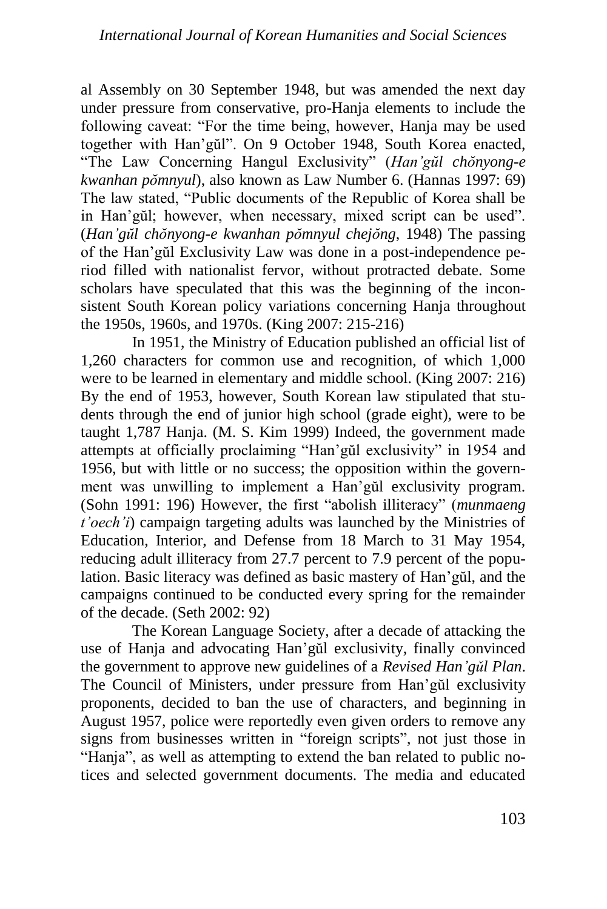al Assembly on 30 September 1948, but was amended the next day under pressure from conservative, pro-Hanja elements to include the following caveat: "For the time being, however, Hanja may be used together with Han'gŭl". On 9 October 1948, South Korea enacted, "The Law Concerning Hangul Exclusivity" (*Han'gŭl chŏnyong-e kwanhan pŏmnyul*), also known as Law Number 6. (Hannas 1997: 69) The law stated, "Public documents of the Republic of Korea shall be in Han'gŭl; however, when necessary, mixed script can be used". (*Han'gŭl chŏnyong-e kwanhan pŏmnyul chejŏng*, 1948) The passing of the Han'gŭl Exclusivity Law was done in a post-independence period filled with nationalist fervor, without protracted debate. Some scholars have speculated that this was the beginning of the inconsistent South Korean policy variations concerning Hanja throughout the 1950s, 1960s, and 1970s. (King 2007: 215-216)

In 1951, the Ministry of Education published an official list of 1,260 characters for common use and recognition, of which 1,000 were to be learned in elementary and middle school. (King 2007: 216) By the end of 1953, however, South Korean law stipulated that students through the end of junior high school (grade eight), were to be taught 1,787 Hanja. (M. S. Kim 1999) Indeed, the government made attempts at officially proclaiming "Han'gŭl exclusivity" in 1954 and 1956, but with little or no success; the opposition within the government was unwilling to implement a Han'gŭl exclusivity program. (Sohn 1991: 196) However, the first "abolish illiteracy" (*munmaeng t'oech'i*) campaign targeting adults was launched by the Ministries of Education, Interior, and Defense from 18 March to 31 May 1954, reducing adult illiteracy from 27.7 percent to 7.9 percent of the population. Basic literacy was defined as basic mastery of Han'gŭl, and the campaigns continued to be conducted every spring for the remainder of the decade. (Seth 2002: 92)

The Korean Language Society, after a decade of attacking the use of Hanja and advocating Han'gŭl exclusivity, finally convinced the government to approve new guidelines of a *Revised Han'gŭl Plan*. The Council of Ministers, under pressure from Han'gŭl exclusivity proponents, decided to ban the use of characters, and beginning in August 1957, police were reportedly even given orders to remove any signs from businesses written in "foreign scripts", not just those in "Hanja", as well as attempting to extend the ban related to public notices and selected government documents. The media and educated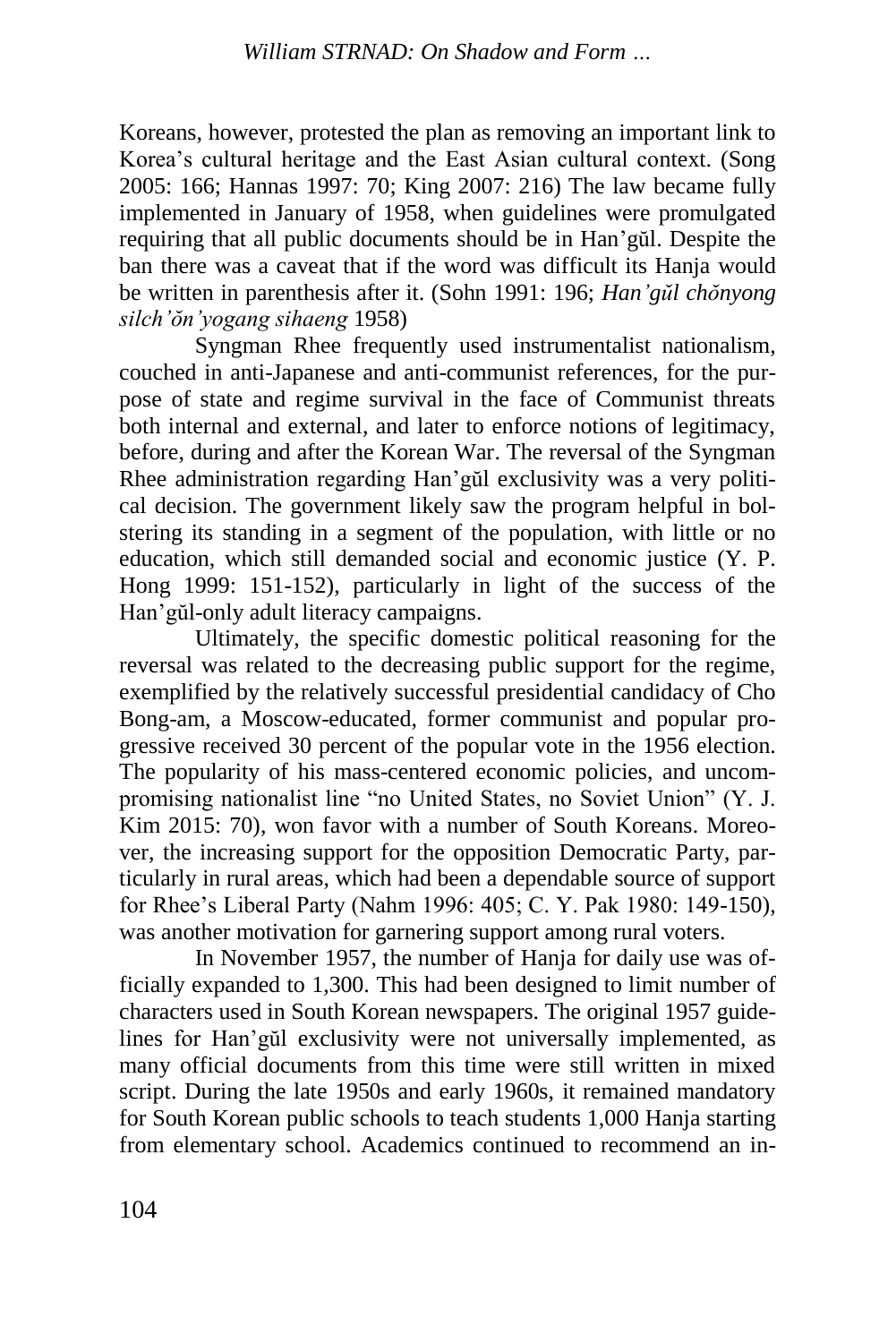Koreans, however, protested the plan as removing an important link to Korea's cultural heritage and the East Asian cultural context. (Song 2005: 166; Hannas 1997: 70; King 2007: 216) The law became fully implemented in January of 1958, when guidelines were promulgated requiring that all public documents should be in Han'gŭl. Despite the ban there was a caveat that if the word was difficult its Hanja would be written in parenthesis after it. (Sohn 1991: 196; *Han'gŭl chŏnyong silch'ŏn'yogang sihaeng* 1958)

Syngman Rhee frequently used instrumentalist nationalism, couched in anti-Japanese and anti-communist references, for the purpose of state and regime survival in the face of Communist threats both internal and external, and later to enforce notions of legitimacy, before, during and after the Korean War. The reversal of the Syngman Rhee administration regarding Han'gŭl exclusivity was a very political decision. The government likely saw the program helpful in bolstering its standing in a segment of the population, with little or no education, which still demanded social and economic justice (Y. P. Hong 1999: 151-152), particularly in light of the success of the Han'gŭl-only adult literacy campaigns.

Ultimately, the specific domestic political reasoning for the reversal was related to the decreasing public support for the regime, exemplified by the relatively successful presidential candidacy of Cho Bong-am, a Moscow-educated, former communist and popular progressive received 30 percent of the popular vote in the 1956 election. The popularity of his mass-centered economic policies, and uncompromising nationalist line "no United States, no Soviet Union" (Y. J. Kim 2015: 70), won favor with a number of South Koreans. Moreover, the increasing support for the opposition Democratic Party, particularly in rural areas, which had been a dependable source of support for Rhee's Liberal Party (Nahm 1996: 405; C. Y. Pak 1980: 149-150), was another motivation for garnering support among rural voters.

In November 1957, the number of Hanja for daily use was officially expanded to 1,300. This had been designed to limit number of characters used in South Korean newspapers. The original 1957 guidelines for Han'gŭl exclusivity were not universally implemented, as many official documents from this time were still written in mixed script. During the late 1950s and early 1960s, it remained mandatory for South Korean public schools to teach students 1,000 Hanja starting from elementary school. Academics continued to recommend an in-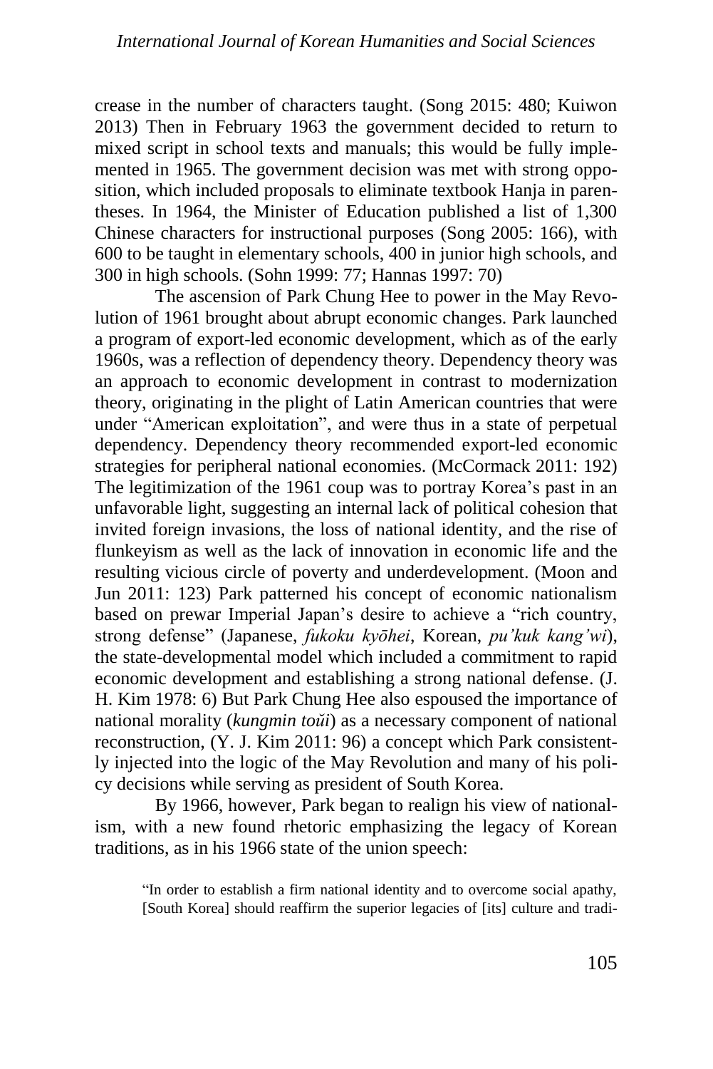crease in the number of characters taught. (Song 2015: 480; Kuiwon 2013) Then in February 1963 the government decided to return to mixed script in school texts and manuals; this would be fully implemented in 1965. The government decision was met with strong opposition, which included proposals to eliminate textbook Hanja in parentheses. In 1964, the Minister of Education published a list of 1,300 Chinese characters for instructional purposes (Song 2005: 166), with 600 to be taught in elementary schools, 400 in junior high schools, and 300 in high schools. (Sohn 1999: 77; Hannas 1997: 70)

The ascension of Park Chung Hee to power in the May Revolution of 1961 brought about abrupt economic changes. Park launched a program of export-led economic development, which as of the early 1960s, was a reflection of dependency theory. Dependency theory was an approach to economic development in contrast to modernization theory, originating in the plight of Latin American countries that were under "American exploitation", and were thus in a state of perpetual dependency. Dependency theory recommended export-led economic strategies for peripheral national economies. (McCormack 2011: 192) The legitimization of the 1961 coup was to portray Korea's past in an unfavorable light, suggesting an internal lack of political cohesion that invited foreign invasions, the loss of national identity, and the rise of flunkeyism as well as the lack of innovation in economic life and the resulting vicious circle of poverty and underdevelopment. (Moon and Jun 2011: 123) Park patterned his concept of economic nationalism based on prewar Imperial Japan's desire to achieve a "rich country, strong defense" (Japanese, *fukoku kyōhei*, Korean, *pu'kuk kang'wi*), the state-developmental model which included a commitment to rapid economic development and establishing a strong national defense. (J. H. Kim 1978: 6) But Park Chung Hee also espoused the importance of national morality (*kungmin toŭi*) as a necessary component of national reconstruction, (Y. J. Kim 2011: 96) a concept which Park consistently injected into the logic of the May Revolution and many of his policy decisions while serving as president of South Korea.

By 1966, however, Park began to realign his view of nationalism, with a new found rhetoric emphasizing the legacy of Korean traditions, as in his 1966 state of the union speech:

> "In order to establish a firm national identity and to overcome social apathy, [South Korea] should reaffirm the superior legacies of [its] culture and tradi-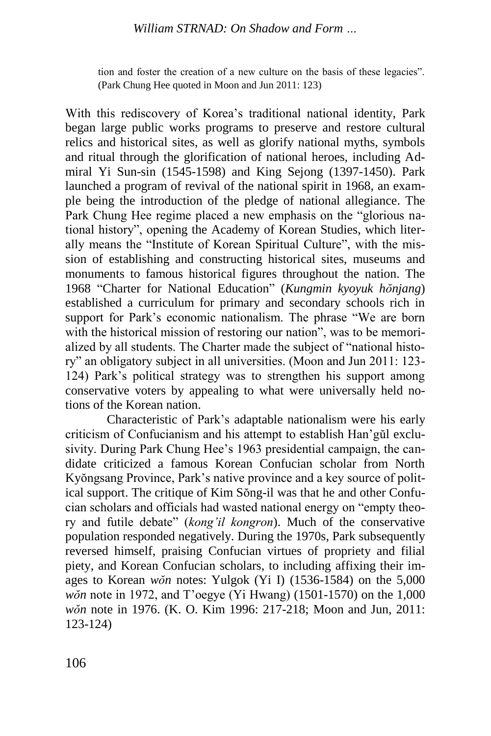> tion and foster the creation of a new culture on the basis of these legacies". (Park Chung Hee quoted in Moon and Jun 2011: 123)

With this rediscovery of Korea's traditional national identity, Park began large public works programs to preserve and restore cultural relics and historical sites, as well as glorify national myths, symbols and ritual through the glorification of national heroes, including Admiral Yi Sun-sin (1545-1598) and King Sejong (1397-1450). Park launched a program of revival of the national spirit in 1968, an example being the introduction of the pledge of national allegiance. The Park Chung Hee regime placed a new emphasis on the "glorious national history", opening the Academy of Korean Studies, which literally means the "Institute of Korean Spiritual Culture", with the mission of establishing and constructing historical sites, museums and monuments to famous historical figures throughout the nation. The 1968 "Charter for National Education" (*Kungmin kyoyuk hŏnjang*) established a curriculum for primary and secondary schools rich in support for Park's economic nationalism. The phrase "We are born with the historical mission of restoring our nation", was to be memorialized by all students. The Charter made the subject of "national history" an obligatory subject in all universities. (Moon and Jun 2011: 123-124) Park's political strategy was to strengthen his support among conservative voters by appealing to what were universally held notions of the Korean nation.

Characteristic of Park's adaptable nationalism were his early criticism of Confucianism and his attempt to establish Han'gŭl exclusivity. During Park Chung Hee's 1963 presidential campaign, the candidate criticized a famous Korean Confucian scholar from North Kyŏngsang Province, Park's native province and a key source of political support. The critique of Kim Sŏng-il was that he and other Confucian scholars and officials had wasted national energy on "empty theory and futile debate" (*kong'il kongron*). Much of the conservative population responded negatively. During the 1970s, Park subsequently reversed himself, praising Confucian virtues of propriety and filial piety, and Korean Confucian scholars, to including affixing their images to Korean *wŏn* notes: Yulgok (Yi I) (1536-1584) on the 5,000 *wŏn* note in 1972, and T'oegye (Yi Hwang) (1501-1570) on the 1,000 *wŏn* note in 1976. (K. O. Kim 1996: 217-218; Moon and Jun, 2011: 123-124)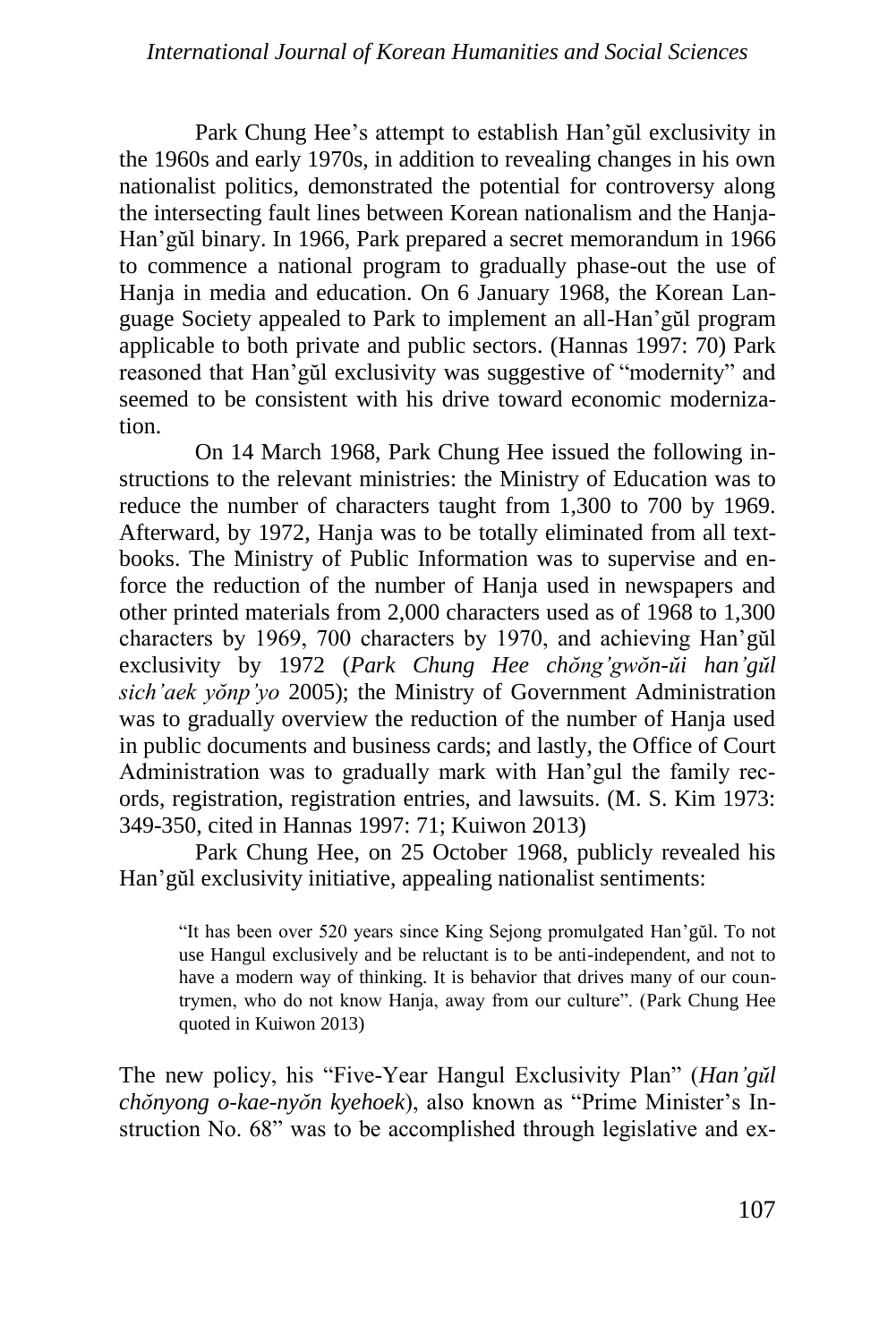Park Chung Hee's attempt to establish Han'gŭl exclusivity in the 1960s and early 1970s, in addition to revealing changes in his own nationalist politics, demonstrated the potential for controversy along the intersecting fault lines between Korean nationalism and the Hanja-Han'gŭl binary. In 1966, Park prepared a secret memorandum in 1966 to commence a national program to gradually phase-out the use of Hanja in media and education. On 6 January 1968, the Korean Language Society appealed to Park to implement an all-Han'gŭl program applicable to both private and public sectors. (Hannas 1997: 70) Park reasoned that Han'gŭl exclusivity was suggestive of "modernity" and seemed to be consistent with his drive toward economic modernization.

On 14 March 1968, Park Chung Hee issued the following instructions to the relevant ministries: the Ministry of Education was to reduce the number of characters taught from 1,300 to 700 by 1969. Afterward, by 1972, Hanja was to be totally eliminated from all textbooks. The Ministry of Public Information was to supervise and enforce the reduction of the number of Hanja used in newspapers and other printed materials from 2,000 characters used as of 1968 to 1,300 characters by 1969, 700 characters by 1970, and achieving Han'gŭl exclusivity by 1972 (*Park Chung Hee chŏng'gwŏn-ŭi han'gŭl sich'aek yŏnp'yo* 2005); the Ministry of Government Administration was to gradually overview the reduction of the number of Hanja used in public documents and business cards; and lastly, the Office of Court Administration was to gradually mark with Han'gul the family records, registration, registration entries, and lawsuits. (M. S. Kim 1973: 349-350, cited in Hannas 1997: 71; Kuiwon 2013)

Park Chung Hee, on 25 October 1968, publicly revealed his Han'gŭl exclusivity initiative, appealing nationalist sentiments:

> "It has been over 520 years since King Sejong promulgated Han'gŭl. To not use Hangul exclusively and be reluctant is to be anti-independent, and not to have a modern way of thinking. It is behavior that drives many of our countrymen, who do not know Hanja, away from our culture". (Park Chung Hee quoted in Kuiwon 2013)

The new policy, his "Five-Year Hangul Exclusivity Plan" (*Han'gŭl chŏnyong o-kae-nyŏn kyehoek*), also known as "Prime Minister's Instruction No. 68" was to be accomplished through legislative and ex-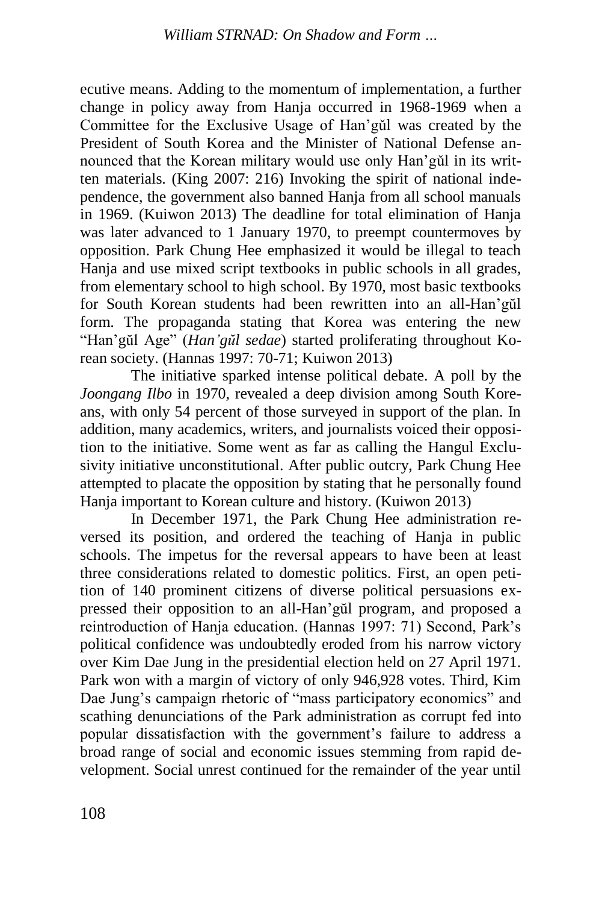ecutive means. Adding to the momentum of implementation, a further change in policy away from Hanja occurred in 1968-1969 when a Committee for the Exclusive Usage of Han'gŭl was created by the President of South Korea and the Minister of National Defense announced that the Korean military would use only Han'gŭl in its written materials. (King 2007: 216) Invoking the spirit of national independence, the government also banned Hanja from all school manuals in 1969. (Kuiwon 2013) The deadline for total elimination of Hanja was later advanced to 1 January 1970, to preempt countermoves by opposition. Park Chung Hee emphasized it would be illegal to teach Hanja and use mixed script textbooks in public schools in all grades, from elementary school to high school. By 1970, most basic textbooks for South Korean students had been rewritten into an all-Han'gŭl form. The propaganda stating that Korea was entering the new "Han'gŭl Age" (*Han'gŭl sedae*) started proliferating throughout Korean society. (Hannas 1997: 70-71; Kuiwon 2013)

The initiative sparked intense political debate. A poll by the *Joongang Ilbo* in 1970, revealed a deep division among South Koreans, with only 54 percent of those surveyed in support of the plan. In addition, many academics, writers, and journalists voiced their opposition to the initiative. Some went as far as calling the Hangul Exclusivity initiative unconstitutional. After public outcry, Park Chung Hee attempted to placate the opposition by stating that he personally found Hanja important to Korean culture and history. (Kuiwon 2013)

In December 1971, the Park Chung Hee administration reversed its position, and ordered the teaching of Hanja in public schools. The impetus for the reversal appears to have been at least three considerations related to domestic politics. First, an open petition of 140 prominent citizens of diverse political persuasions expressed their opposition to an all-Han'gŭl program, and proposed a reintroduction of Hanja education. (Hannas 1997: 71) Second, Park's political confidence was undoubtedly eroded from his narrow victory over Kim Dae Jung in the presidential election held on 27 April 1971. Park won with a margin of victory of only 946,928 votes. Third, Kim Dae Jung's campaign rhetoric of "mass participatory economics" and scathing denunciations of the Park administration as corrupt fed into popular dissatisfaction with the government's failure to address a broad range of social and economic issues stemming from rapid development. Social unrest continued for the remainder of the year until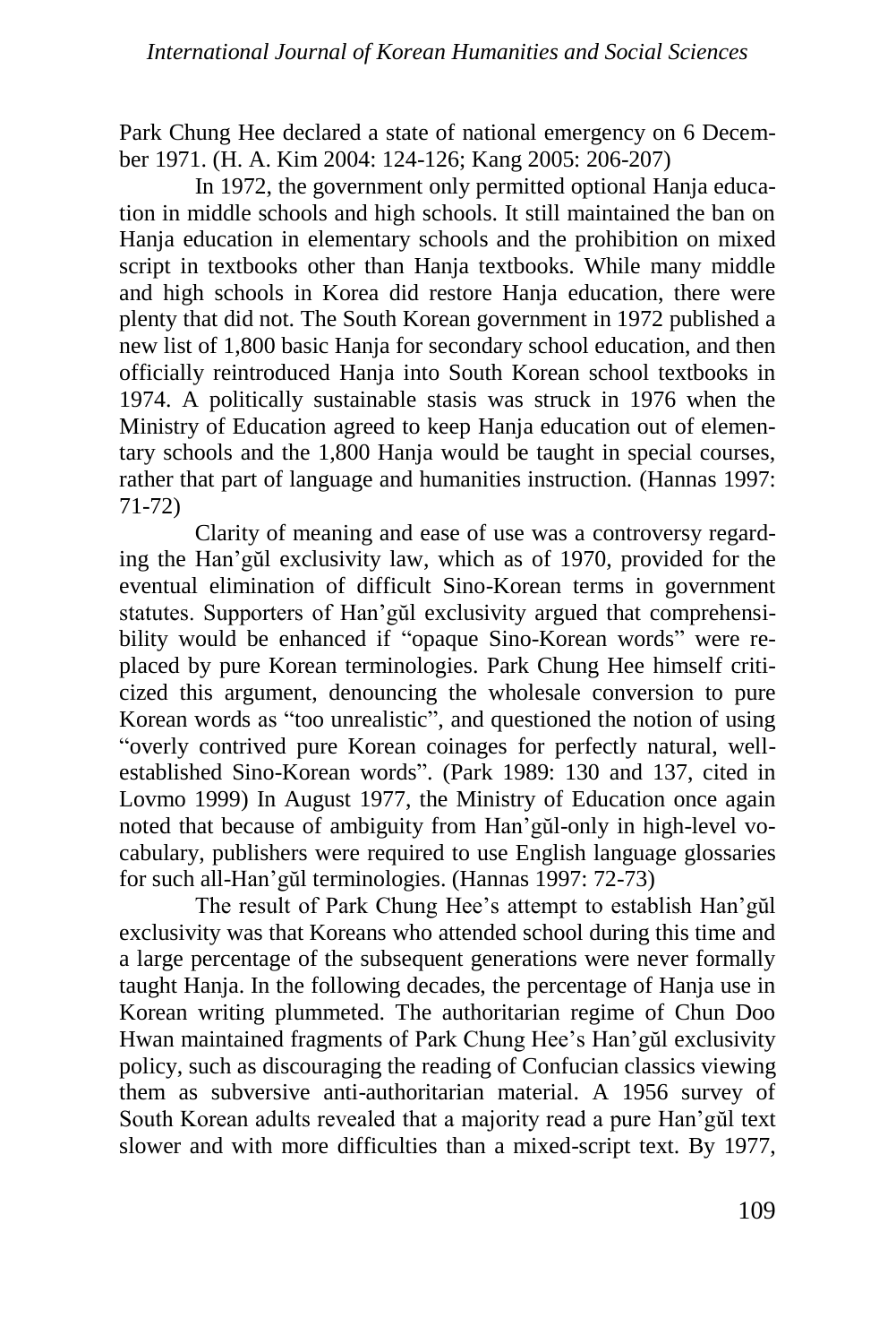Park Chung Hee declared a state of national emergency on 6 December 1971. (H. A. Kim 2004: 124-126; Kang 2005: 206-207)

In 1972, the government only permitted optional Hanja education in middle schools and high schools. It still maintained the ban on Hanja education in elementary schools and the prohibition on mixed script in textbooks other than Hanja textbooks. While many middle and high schools in Korea did restore Hanja education, there were plenty that did not. The South Korean government in 1972 published a new list of 1,800 basic Hanja for secondary school education, and then officially reintroduced Hanja into South Korean school textbooks in 1974. A politically sustainable stasis was struck in 1976 when the Ministry of Education agreed to keep Hanja education out of elementary schools and the 1,800 Hanja would be taught in special courses, rather that part of language and humanities instruction. (Hannas 1997: 71-72)

Clarity of meaning and ease of use was a controversy regarding the Han'gŭl exclusivity law, which as of 1970, provided for the eventual elimination of difficult Sino-Korean terms in government statutes. Supporters of Han'gŭl exclusivity argued that comprehensibility would be enhanced if "opaque Sino-Korean words" were replaced by pure Korean terminologies. Park Chung Hee himself criticized this argument, denouncing the wholesale conversion to pure Korean words as "too unrealistic", and questioned the notion of using "overly contrived pure Korean coinages for perfectly natural, well-established Sino-Korean words". (Park 1989: 130 and 137, cited in Lovmo 1999) In August 1977, the Ministry of Education once again noted that because of ambiguity from Han'gŭl-only in high-level vocabulary, publishers were required to use English language glossaries for such all-Han'gŭl terminologies. (Hannas 1997: 72-73)

The result of Park Chung Hee's attempt to establish Han'gŭl exclusivity was that Koreans who attended school during this time and a large percentage of the subsequent generations were never formally taught Hanja. In the following decades, the percentage of Hanja use in Korean writing plummeted. The authoritarian regime of Chun Doo Hwan maintained fragments of Park Chung Hee's Han'gŭl exclusivity policy, such as discouraging the reading of Confucian classics viewing them as subversive anti-authoritarian material. A 1956 survey of South Korean adults revealed that a majority read a pure Han'gŭl text slower and with more difficulties than a mixed-script text. By 1977,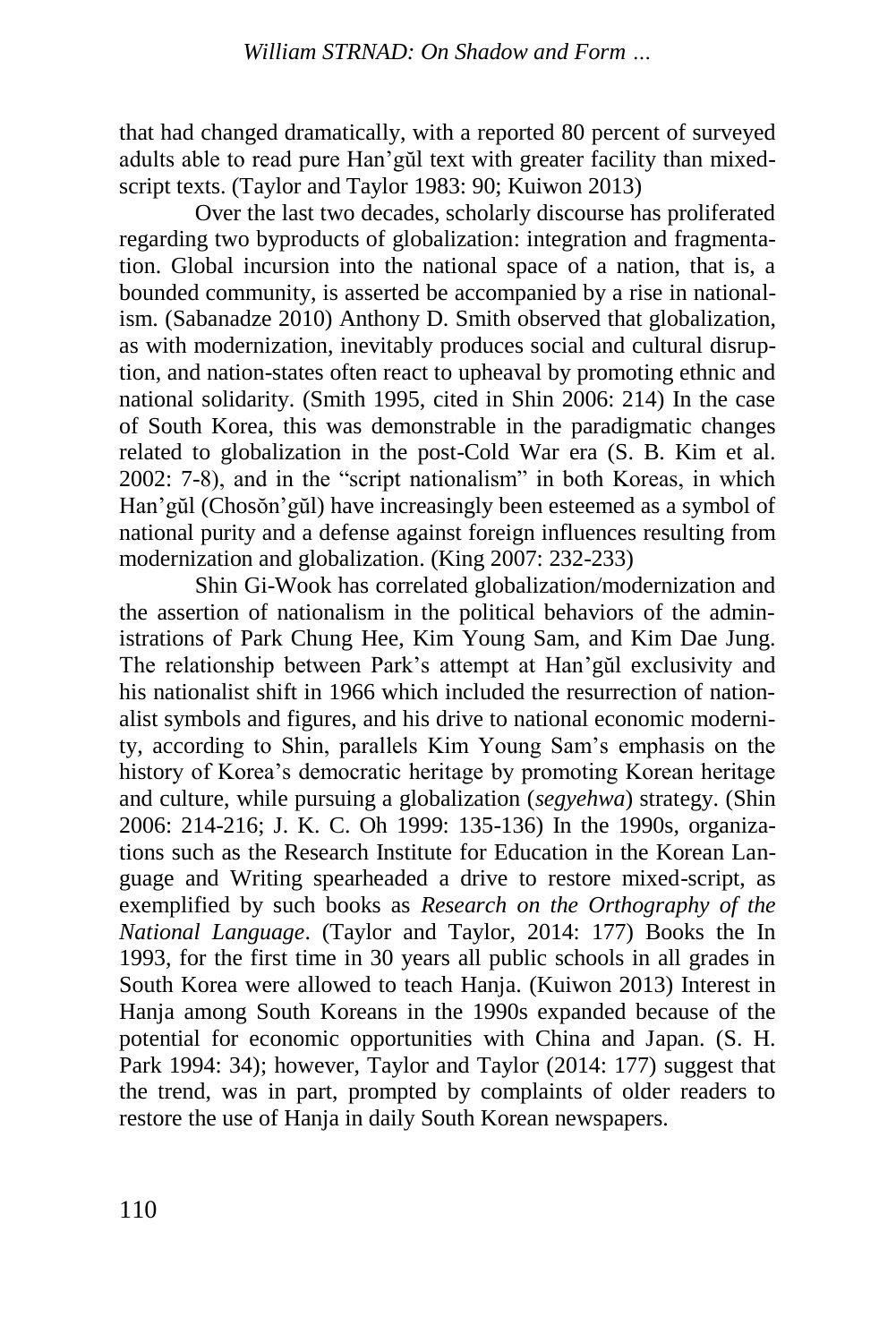that had changed dramatically, with a reported 80 percent of surveyed adults able to read pure Han'gŭl text with greater facility than mixed-script texts. (Taylor and Taylor 1983: 90; Kuiwon 2013)

Over the last two decades, scholarly discourse has proliferated regarding two byproducts of globalization: integration and fragmentation. Global incursion into the national space of a nation, that is, a bounded community, is asserted be accompanied by a rise in nationalism. (Sabanadze 2010) Anthony D. Smith observed that globalization, as with modernization, inevitably produces social and cultural disruption, and nation-states often react to upheaval by promoting ethnic and national solidarity. (Smith 1995, cited in Shin 2006: 214) In the case of South Korea, this was demonstrable in the paradigmatic changes related to globalization in the post-Cold War era (S. B. Kim et al. 2002: 7-8), and in the "script nationalism" in both Koreas, in which Han'gŭl (Chosŏn'gŭl) have increasingly been esteemed as a symbol of national purity and a defense against foreign influences resulting from modernization and globalization. (King 2007: 232-233)

Shin Gi-Wook has correlated globalization/modernization and the assertion of nationalism in the political behaviors of the administrations of Park Chung Hee, Kim Young Sam, and Kim Dae Jung. The relationship between Park's attempt at Han'gŭl exclusivity and his nationalist shift in 1966 which included the resurrection of nationalist symbols and figures, and his drive to national economic modernity, according to Shin, parallels Kim Young Sam's emphasis on the history of Korea's democratic heritage by promoting Korean heritage and culture, while pursuing a globalization (*segyehwa*) strategy. (Shin 2006: 214-216; J. K. C. Oh 1999: 135-136) In the 1990s, organizations such as the Research Institute for Education in the Korean Language and Writing spearheaded a drive to restore mixed-script, as exemplified by such books as *Research on the Orthography of the National Language*. (Taylor and Taylor, 2014: 177) Books the In 1993, for the first time in 30 years all public schools in all grades in South Korea were allowed to teach Hanja. (Kuiwon 2013) Interest in Hanja among South Koreans in the 1990s expanded because of the potential for economic opportunities with China and Japan. (S. H. Park 1994: 34); however, Taylor and Taylor (2014: 177) suggest that the trend, was in part, prompted by complaints of older readers to restore the use of Hanja in daily South Korean newspapers.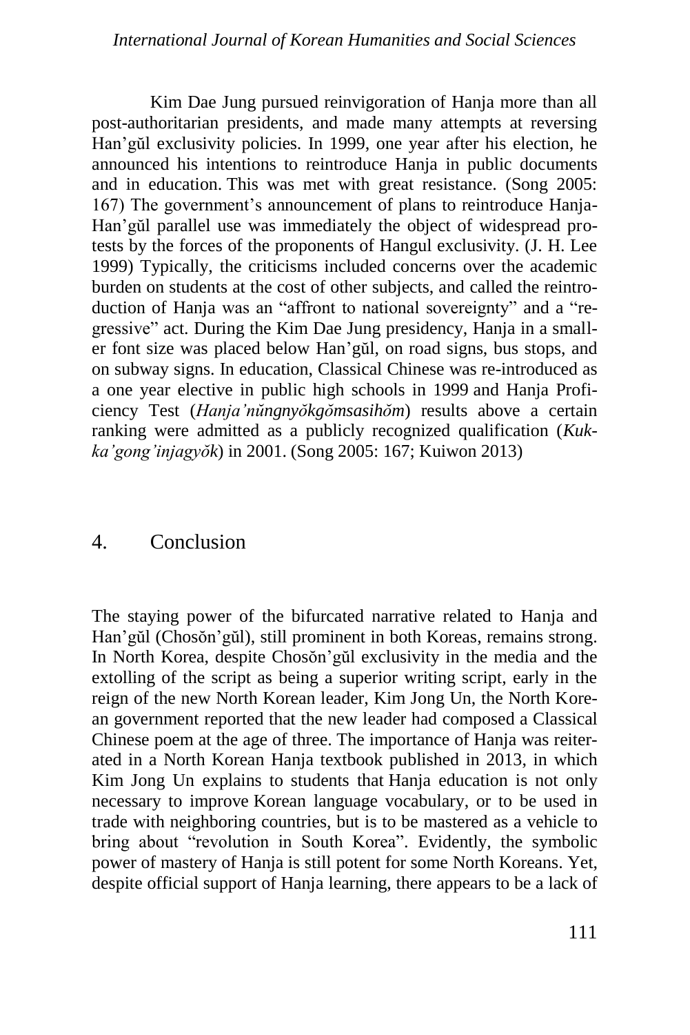Kim Dae Jung pursued reinvigoration of Hanja more than all post-authoritarian presidents, and made many attempts at reversing Han'gŭl exclusivity policies. In 1999, one year after his election, he announced his intentions to reintroduce Hanja in public documents and in education. This was met with great resistance. (Song 2005: 167) The government's announcement of plans to reintroduce Hanja-Han'gŭl parallel use was immediately the object of widespread protests by the forces of the proponents of Hangul exclusivity. (J. H. Lee 1999) Typically, the criticisms included concerns over the academic burden on students at the cost of other subjects, and called the reintroduction of Hanja was an "affront to national sovereignty" and a "regressive" act. During the Kim Dae Jung presidency, Hanja in a smaller font size was placed below Han'gŭl, on road signs, bus stops, and on subway signs. In education, Classical Chinese was re-introduced as a one year elective in public high schools in 1999 and Hanja Proficiency Test (*Hanja'nŭngnyŏkgŏmsasihŏm*) results above a certain ranking were admitted as a publicly recognized qualification (*Kukka'gong'injagyŏk*) in 2001. (Song 2005: 167; Kuiwon 2013)

## 4. Conclusion

The staying power of the bifurcated narrative related to Hanja and Han'gŭl (Chosŏn'gŭl), still prominent in both Koreas, remains strong. In North Korea, despite Chosŏn'gŭl exclusivity in the media and the extolling of the script as being a superior writing script, early in the reign of the new North Korean leader, Kim Jong Un, the North Korean government reported that the new leader had composed a Classical Chinese poem at the age of three. The importance of Hanja was reiterated in a North Korean Hanja textbook published in 2013, in which Kim Jong Un explains to students that Hanja education is not only necessary to improve Korean language vocabulary, or to be used in trade with neighboring countries, but is to be mastered as a vehicle to bring about "revolution in South Korea". Evidently, the symbolic power of mastery of Hanja is still potent for some North Koreans. Yet, despite official support of Hanja learning, there appears to be a lack of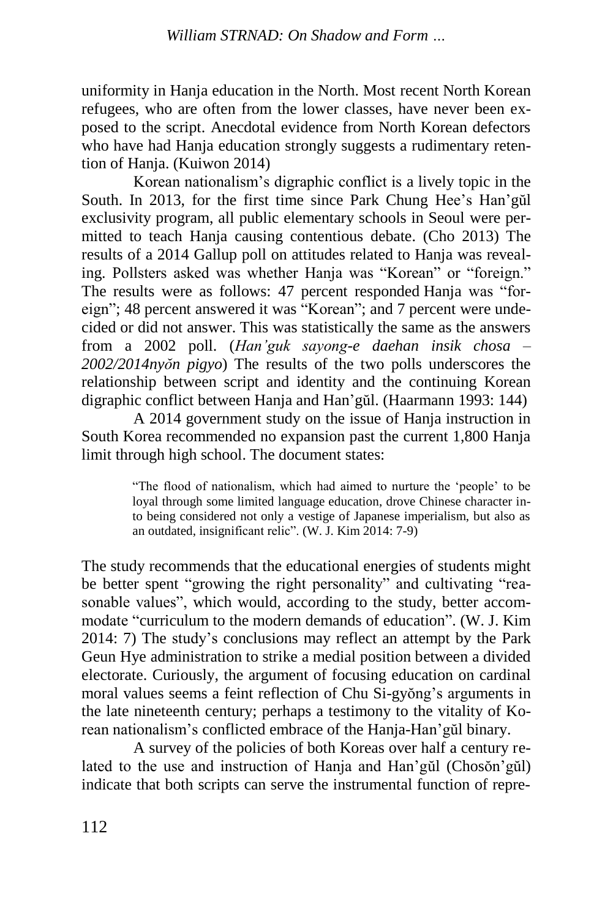uniformity in Hanja education in the North. Most recent North Korean refugees, who are often from the lower classes, have never been exposed to the script. Anecdotal evidence from North Korean defectors who have had Hanja education strongly suggests a rudimentary retention of Hanja. (Kuiwon 2014)

Korean nationalism's digraphic conflict is a lively topic in the South. In 2013, for the first time since Park Chung Hee's Han'gŭl exclusivity program, all public elementary schools in Seoul were permitted to teach Hanja causing contentious debate. (Cho 2013) The results of a 2014 Gallup poll on attitudes related to Hanja was revealing. Pollsters asked was whether Hanja was "Korean" or "foreign." The results were as follows: 47 percent responded Hanja was "foreign"; 48 percent answered it was "Korean"; and 7 percent were undecided or did not answer. This was statistically the same as the answers from a 2002 poll. (*Han'guk sayong-e daehan insik chosa – 2002/2014nyŏn pigyo*) The results of the two polls underscores the relationship between script and identity and the continuing Korean digraphic conflict between Hanja and Han'gŭl. (Haarmann 1993: 144)

A 2014 government study on the issue of Hanja instruction in South Korea recommended no expansion past the current 1,800 Hanja limit through high school. The document states:

> "The flood of nationalism, which had aimed to nurture the 'people' to be loyal through some limited language education, drove Chinese character into being considered not only a vestige of Japanese imperialism, but also as an outdated, insignificant relic". (W. J. Kim 2014: 7-9)

The study recommends that the educational energies of students might be better spent "growing the right personality" and cultivating "reasonable values", which would, according to the study, better accommodate "curriculum to the modern demands of education". (W. J. Kim 2014: 7) The study's conclusions may reflect an attempt by the Park Geun Hye administration to strike a medial position between a divided electorate. Curiously, the argument of focusing education on cardinal moral values seems a feint reflection of Chu Si-gyŏng's arguments in the late nineteenth century; perhaps a testimony to the vitality of Korean nationalism's conflicted embrace of the Hanja-Han'gŭl binary.

A survey of the policies of both Koreas over half a century related to the use and instruction of Hanja and Han'gŭl (Chosŏn'gŭl) indicate that both scripts can serve the instrumental function of repre-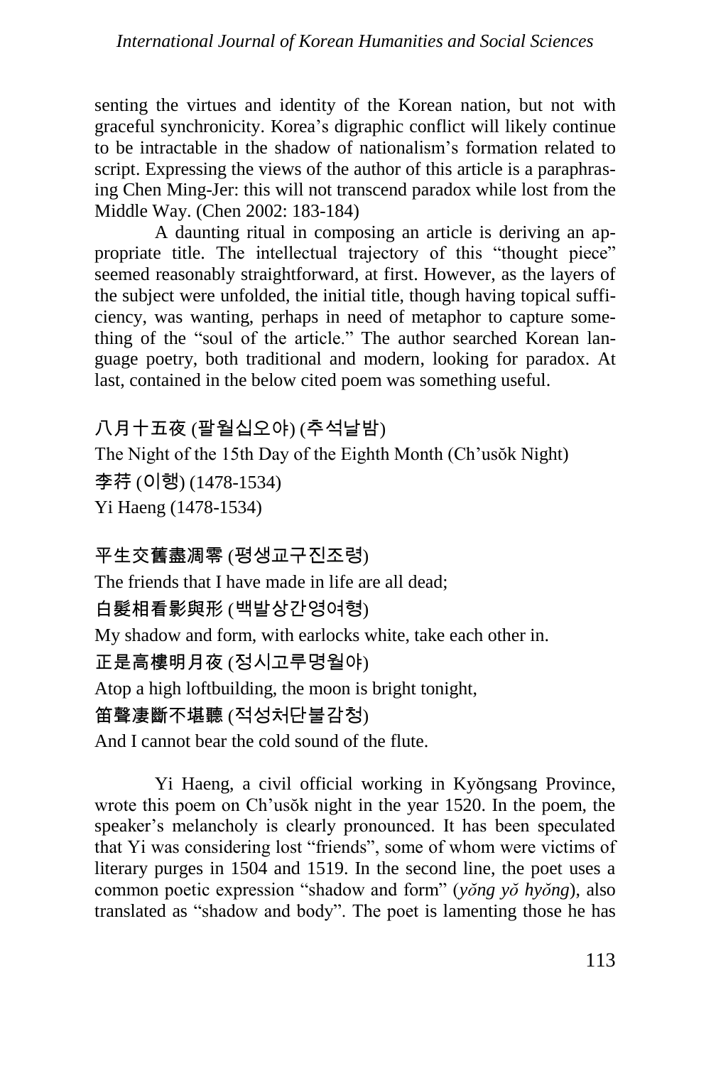senting the virtues and identity of the Korean nation, but not with graceful synchronicity. Korea's digraphic conflict will likely continue to be intractable in the shadow of nationalism's formation related to script. Expressing the views of the author of this article is a paraphrasing Chen Ming-Jer: this will not transcend paradox while lost from the Middle Way. (Chen 2002: 183-184)

A daunting ritual in composing an article is deriving an appropriate title. The intellectual trajectory of this "thought piece" seemed reasonably straightforward, at first. However, as the layers of the subject were unfolded, the initial title, though having topical sufficiency, was wanting, perhaps in need of metaphor to capture something of the "soul of the article." The author searched Korean language poetry, both traditional and modern, looking for paradox. At last, contained in the below cited poem was something useful.

八月十五夜 (팔월십오야) (추석날밤)

The Night of the 15th Day of the Eighth Month (Ch'usŏk Night)

李荇 (이행) (1478-1534)

Yi Haeng (1478-1534)

平生交舊盡凋零 (평생교구진조령)

The friends that I have made in life are all dead;

白髮相看影與形 (백발상간영여형)

My shadow and form, with earlocks white, take each other in.

正是高樓明月夜 (정시고루명월야)

Atop a high loftbuilding, the moon is bright tonight,

笛聲凄斷不堪聽 (적성처단불감청)

And I cannot bear the cold sound of the flute.

Yi Haeng, a civil official working in Kyŏngsang Province, wrote this poem on Ch'usŏk night in the year 1520. In the poem, the speaker's melancholy is clearly pronounced. It has been speculated that Yi was considering lost "friends", some of whom were victims of literary purges in 1504 and 1519. In the second line, the poet uses a common poetic expression "shadow and form" (*yŏng yŏ hyŏng*), also translated as "shadow and body". The poet is lamenting those he has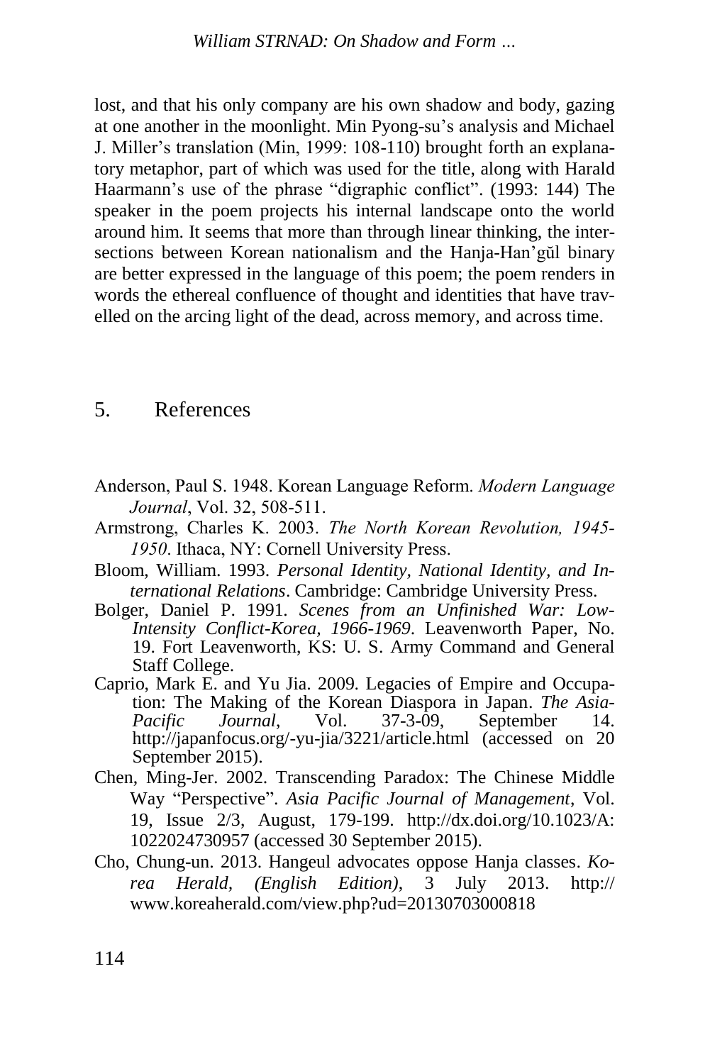lost, and that his only company are his own shadow and body, gazing at one another in the moonlight. Min Pyong-su's analysis and Michael J. Miller's translation (Min, 1999: 108-110) brought forth an explanatory metaphor, part of which was used for the title, along with Harald Haarmann's use of the phrase "digraphic conflict". (1993: 144) The speaker in the poem projects his internal landscape onto the world around him. It seems that more than through linear thinking, the intersections between Korean nationalism and the Hanja-Han'gŭl binary are better expressed in the language of this poem; the poem renders in words the ethereal confluence of thought and identities that have travelled on the arcing light of the dead, across memory, and across time.

## 5. References

Anderson, Paul S. 1948. Korean Language Reform. *Modern Language Journal*, Vol. 32, 508-511.

Armstrong, Charles K. 2003. *The North Korean Revolution, 1945-1950*. Ithaca, NY: Cornell University Press.

Bloom, William. 1993. *Personal Identity, National Identity, and International Relations*. Cambridge: Cambridge University Press.

Bolger, Daniel P. 1991. *Scenes from an Unfinished War: Low-Intensity Conflict-Korea, 1966-1969*. Leavenworth Paper, No. 19. Fort Leavenworth, KS: U. S. Army Command and General Staff College.

Caprio, Mark E. and Yu Jia. 2009. Legacies of Empire and Occupation: The Making of the Korean Diaspora in Japan. *The Asia-Pacific Journal*, Vol. 37-3-09, September 14. http://japanfocus.org/-yu-jia/3221/article.html (accessed on 20 September 2015).

Chen, Ming-Jer. 2002. Transcending Paradox: The Chinese Middle Way "Perspective". *Asia Pacific Journal of Management*, Vol. 19, Issue 2/3, August, 179-199. http://dx.doi.org/10.1023/A:1022024730957 (accessed 30 September 2015).

Cho, Chung-un. 2013. Hangeul advocates oppose Hanja classes. *Korea Herald, (English Edition)*, 3 July 2013. http://www.koreaherald.com/view.php?ud=20130703000818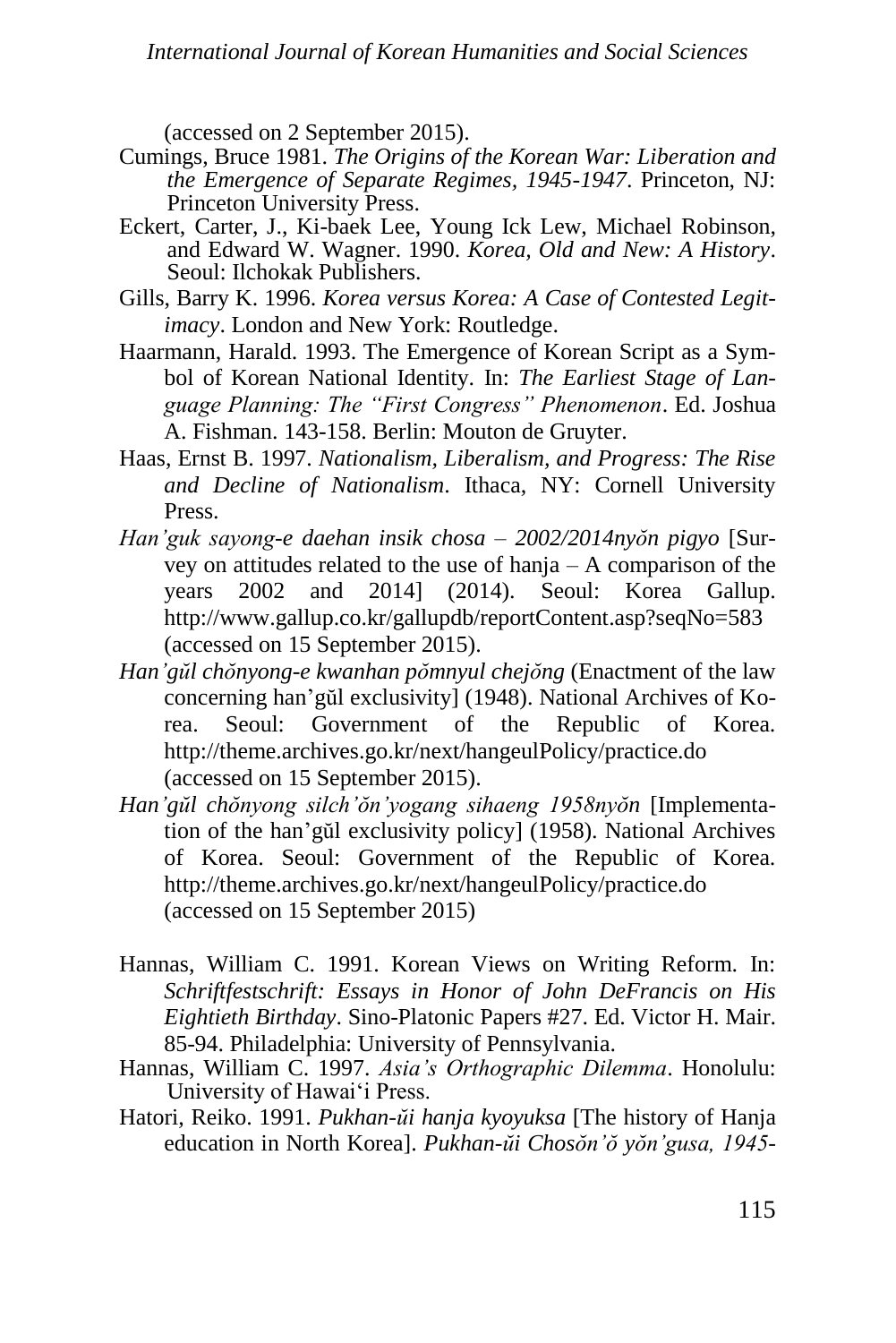(accessed on 2 September 2015).

Cumings, Bruce 1981. *The Origins of the Korean War: Liberation and the Emergence of Separate Regimes, 1945-1947*. Princeton, NJ: Princeton University Press.

Eckert, Carter, J., Ki-baek Lee, Young Ick Lew, Michael Robinson, and Edward W. Wagner. 1990. *Korea, Old and New: A History*. Seoul: Ilchokak Publishers.

Gills, Barry K. 1996. *Korea versus Korea: A Case of Contested Legitimacy*. London and New York: Routledge.

Haarmann, Harald. 1993. The Emergence of Korean Script as a Symbol of Korean National Identity. In: *The Earliest Stage of Language Planning: The "First Congress" Phenomenon*. Ed. Joshua A. Fishman. 143-158. Berlin: Mouton de Gruyter.

Haas, Ernst B. 1997. *Nationalism, Liberalism, and Progress: The Rise and Decline of Nationalism*. Ithaca, NY: Cornell University Press.

*Han'guk sayong-e daehan insik chosa – 2002/2014nyŏn pigyo* [Survey on attitudes related to the use of hanja – A comparison of the years 2002 and 2014] (2014). Seoul: Korea Gallup. http://www.gallup.co.kr/gallupdb/reportContent.asp?seqNo=583 (accessed on 15 September 2015).

*Han'gŭl chŏnyong-e kwanhan pŏmnyul chejŏng* (Enactment of the law concerning han'gŭl exclusivity] (1948). National Archives of Korea. Seoul: Government of the Republic of Korea. http://theme.archives.go.kr/next/hangeulPolicy/practice.do (accessed on 15 September 2015).

*Han'gŭl chŏnyong silch'ŏn'yogang sihaeng 1958nyŏn* [Implementation of the han'gŭl exclusivity policy] (1958). National Archives of Korea. Seoul: Government of the Republic of Korea. http://theme.archives.go.kr/next/hangeulPolicy/practice.do (accessed on 15 September 2015)

Hannas, William C. 1991. Korean Views on Writing Reform. In: *Schriftfestschrift: Essays in Honor of John DeFrancis on His Eightieth Birthday*. Sino-Platonic Papers #27. Ed. Victor H. Mair. 85-94. Philadelphia: University of Pennsylvania.

Hannas, William C. 1997. *Asia's Orthographic Dilemma*. Honolulu: University of Hawai'i Press.

Hatori, Reiko. 1991. *Pukhan-ŭi hanja kyoyuksa* [The history of Hanja education in North Korea]. *Pukhan-ŭi Chosŏn'ŏ yŏn'gusa, 1945-*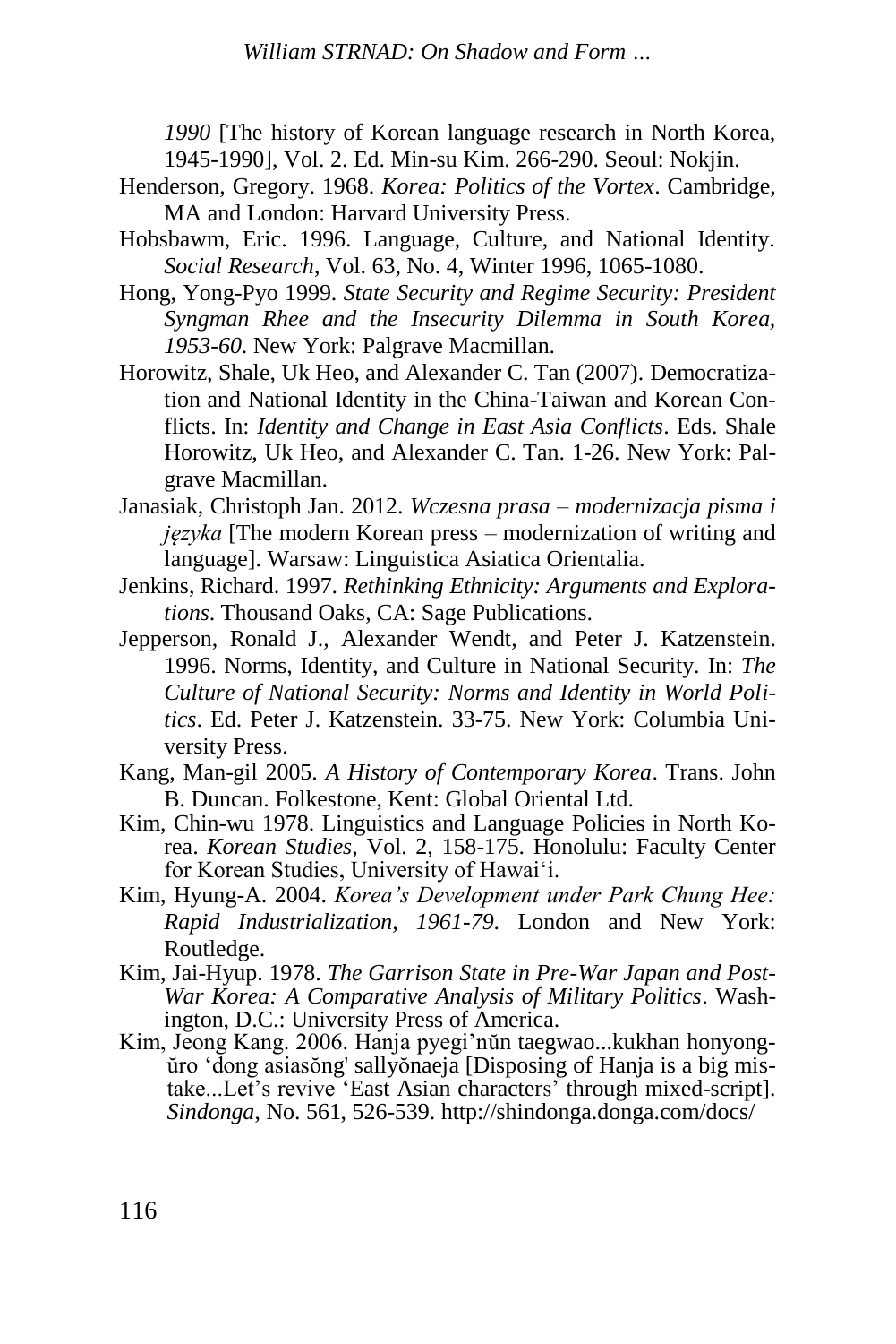*1990* [The history of Korean language research in North Korea, 1945-1990], Vol. 2. Ed. Min-su Kim. 266-290. Seoul: Nokjin.

Henderson, Gregory. 1968. *Korea: Politics of the Vortex*. Cambridge, MA and London: Harvard University Press.

Hobsbawm, Eric. 1996. Language, Culture, and National Identity. *Social Research*, Vol. 63, No. 4, Winter 1996, 1065-1080.

Hong, Yong-Pyo 1999. *State Security and Regime Security: President Syngman Rhee and the Insecurity Dilemma in South Korea, 1953-60*. New York: Palgrave Macmillan.

Horowitz, Shale, Uk Heo, and Alexander C. Tan (2007). Democratization and National Identity in the China-Taiwan and Korean Conflicts. In: *Identity and Change in East Asia Conflicts*. Eds. Shale Horowitz, Uk Heo, and Alexander C. Tan. 1-26. New York: Palgrave Macmillan.

Janasiak, Christoph Jan. 2012. *Wczesna prasa – modernizacja pisma i języka* [The modern Korean press – modernization of writing and language]. Warsaw: Linguistica Asiatica Orientalia.

Jenkins, Richard. 1997. *Rethinking Ethnicity: Arguments and Explorations*. Thousand Oaks, CA: Sage Publications.

Jepperson, Ronald J., Alexander Wendt, and Peter J. Katzenstein. 1996. Norms, Identity, and Culture in National Security. In: *The Culture of National Security: Norms and Identity in World Politics*. Ed. Peter J. Katzenstein. 33-75. New York: Columbia University Press.

Kang, Man-gil 2005. *A History of Contemporary Korea*. Trans. John B. Duncan. Folkestone, Kent: Global Oriental Ltd.

Kim, Chin-wu 1978. Linguistics and Language Policies in North Korea. *Korean Studies*, Vol. 2, 158-175. Honolulu: Faculty Center for Korean Studies, University of Hawai'i.

Kim, Hyung-A. 2004. *Korea's Development under Park Chung Hee: Rapid Industrialization, 1961-79*. London and New York: Routledge.

Kim, Jai-Hyup. 1978. *The Garrison State in Pre-War Japan and Post-War Korea: A Comparative Analysis of Military Politics*. Washington, D.C.: University Press of America.

Kim, Jeong Kang. 2006. Hanja pyegi'nŭn taegwao...kukhan honyongŭro 'dong asiasŏng' sallyŏnaeja [Disposing of Hanja is a big mistake...Let's revive 'East Asian characters' through mixed-script]. *Sindonga*, No. 561, 526-539. http://shindonga.donga.com/docs/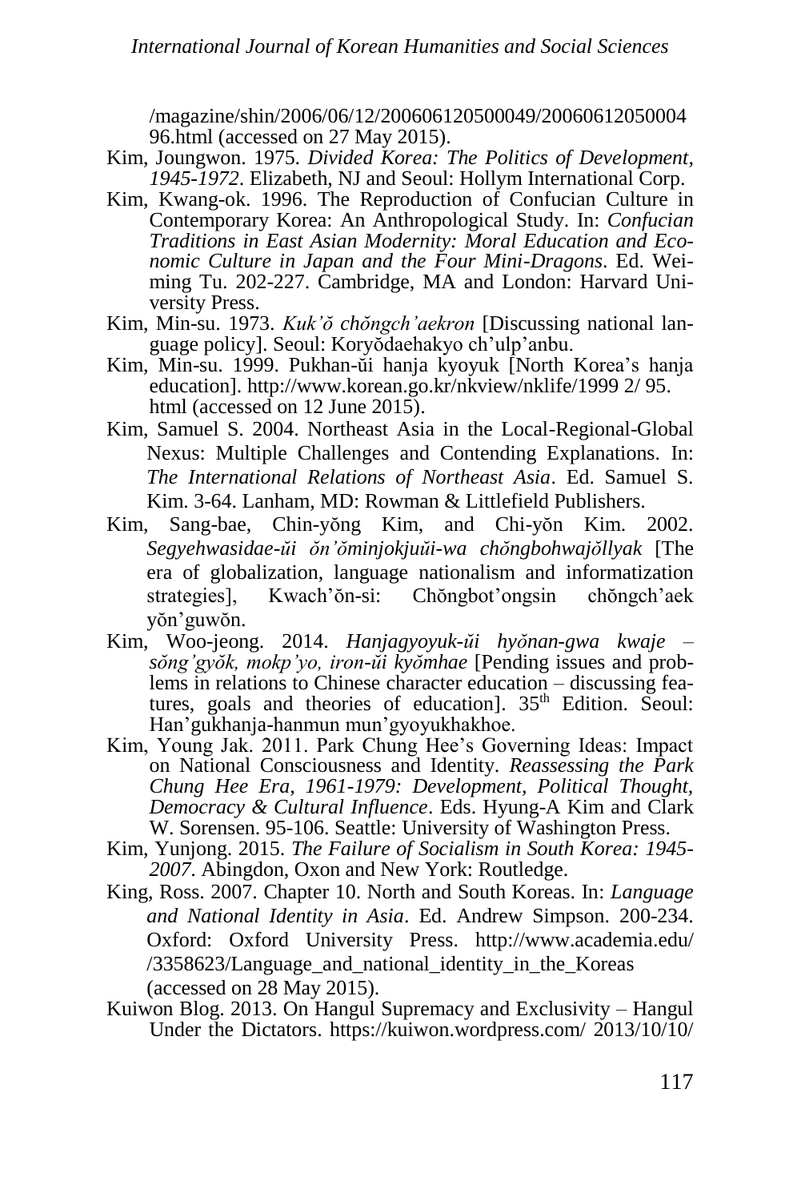/magazine/shin/2006/06/12/200606120500049/20060612050004 96.html (accessed on 27 May 2015).

Kim, Joungwon. 1975. *Divided Korea: The Politics of Development, 1945-1972*. Elizabeth, NJ and Seoul: Hollym International Corp.

Kim, Kwang-ok. 1996. The Reproduction of Confucian Culture in Contemporary Korea: An Anthropological Study. In: *Confucian Traditions in East Asian Modernity: Moral Education and Economic Culture in Japan and the Four Mini-Dragons*. Ed. Weiming Tu. 202-227. Cambridge, MA and London: Harvard University Press.

Kim, Min-su. 1973. *Kuk'ŏ chŏngch'aekron* [Discussing national language policy]. Seoul: Koryŏdaehakyo ch'ulp'anbu.

Kim, Min-su. 1999. Pukhan-ŭi hanja kyoyuk [North Korea's hanja education]. http://www.korean.go.kr/nkview/nklife/1999 2/ 95. html (accessed on 12 June 2015).

Kim, Samuel S. 2004. Northeast Asia in the Local-Regional-Global Nexus: Multiple Challenges and Contending Explanations. In: *The International Relations of Northeast Asia*. Ed. Samuel S. Kim. 3-64. Lanham, MD: Rowman & Littlefield Publishers.

Kim, Sang-bae, Chin-yŏng Kim, and Chi-yŏn Kim. 2002. *Segyehwasidae-ŭi ŏn'ŏminjokjuŭi-wa chŏngbohwajŏllyak* [The era of globalization, language nationalism and informatization strategies], Kwach'ŏn-si: Chŏngbot'ongsin chŏngch'aek yŏn'guwŏn.

Kim, Woo-jeong. 2014. *Hanjagyoyuk-ŭi hyŏnan-gwa kwaje – sŏng'gyŏk, mokp'yo, iron-ŭi kyŏmhae* [Pending issues and problems in relations to Chinese character education – discussing features, goals and theories of education]. 35th Edition. Seoul: Han'gukhanja-hanmun mun'gyoyukhakhoe.

Kim, Young Jak. 2011. Park Chung Hee's Governing Ideas: Impact on National Consciousness and Identity. *Reassessing the Park Chung Hee Era, 1961-1979: Development, Political Thought, Democracy & Cultural Influence*. Eds. Hyung-A Kim and Clark W. Sorensen. 95-106. Seattle: University of Washington Press.

Kim, Yunjong. 2015. *The Failure of Socialism in South Korea: 1945-2007*. Abingdon, Oxon and New York: Routledge.

King, Ross. 2007. Chapter 10. North and South Koreas. In: *Language and National Identity in Asia*. Ed. Andrew Simpson. 200-234. Oxford: Oxford University Press. http://www.academia.edu/ /3358623/Language_and_national_identity_in_the_Koreas (accessed on 28 May 2015).

Kuiwon Blog. 2013. On Hangul Supremacy and Exclusivity – Hangul Under the Dictators. https://kuiwon.wordpress.com/ 2013/10/10/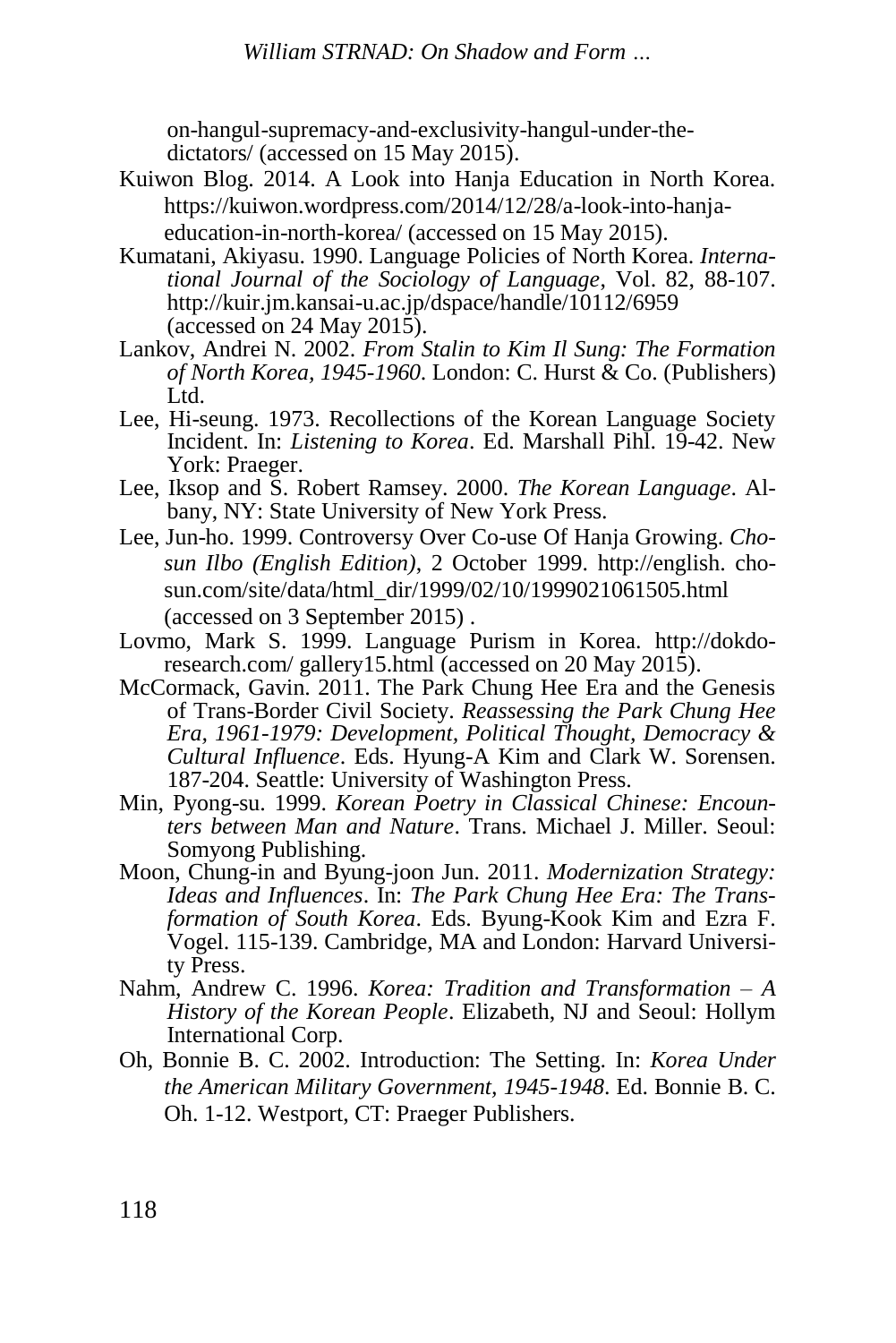on-hangul-supremacy-and-exclusivity-hangul-under-the-dictators/ (accessed on 15 May 2015).

Kuiwon Blog. 2014. A Look into Hanja Education in North Korea. https://kuiwon.wordpress.com/2014/12/28/a-look-into-hanja-education-in-north-korea/ (accessed on 15 May 2015).

Kumatani, Akiyasu. 1990. Language Policies of North Korea. *International Journal of the Sociology of Language*, Vol. 82, 88-107. http://kuir.jm.kansai-u.ac.jp/dspace/handle/10112/6959 (accessed on 24 May 2015).

Lankov, Andrei N. 2002. *From Stalin to Kim Il Sung: The Formation of North Korea, 1945-1960*. London: C. Hurst & Co. (Publishers) Ltd.

Lee, Hi-seung. 1973. Recollections of the Korean Language Society Incident. In: *Listening to Korea*. Ed. Marshall Pihl. 19-42. New York: Praeger.

Lee, Iksop and S. Robert Ramsey. 2000. *The Korean Language*. Albany, NY: State University of New York Press.

Lee, Jun-ho. 1999. Controversy Over Co-use Of Hanja Growing. *Chosun Ilbo (English Edition)*, 2 October 1999. http://english.chosun.com/site/data/html_dir/1999/02/10/1999021061505.html (accessed on 3 September 2015) .

Lovmo, Mark S. 1999. Language Purism in Korea. http://dokdo-research.com/ gallery15.html (accessed on 20 May 2015).

McCormack, Gavin. 2011. The Park Chung Hee Era and the Genesis of Trans-Border Civil Society. *Reassessing the Park Chung Hee Era, 1961-1979: Development, Political Thought, Democracy & Cultural Influence*. Eds. Hyung-A Kim and Clark W. Sorensen. 187-204. Seattle: University of Washington Press.

Min, Pyong-su. 1999. *Korean Poetry in Classical Chinese: Encounters between Man and Nature*. Trans. Michael J. Miller. Seoul: Somyong Publishing.

Moon, Chung-in and Byung-joon Jun. 2011. *Modernization Strategy: Ideas and Influences*. In: *The Park Chung Hee Era: The Transformation of South Korea*. Eds. Byung-Kook Kim and Ezra F. Vogel. 115-139. Cambridge, MA and London: Harvard University Press.

Nahm, Andrew C. 1996. *Korea: Tradition and Transformation – A History of the Korean People*. Elizabeth, NJ and Seoul: Hollym International Corp.

Oh, Bonnie B. C. 2002. Introduction: The Setting. In: *Korea Under the American Military Government, 1945-1948*. Ed. Bonnie B. C. Oh. 1-12. Westport, CT: Praeger Publishers.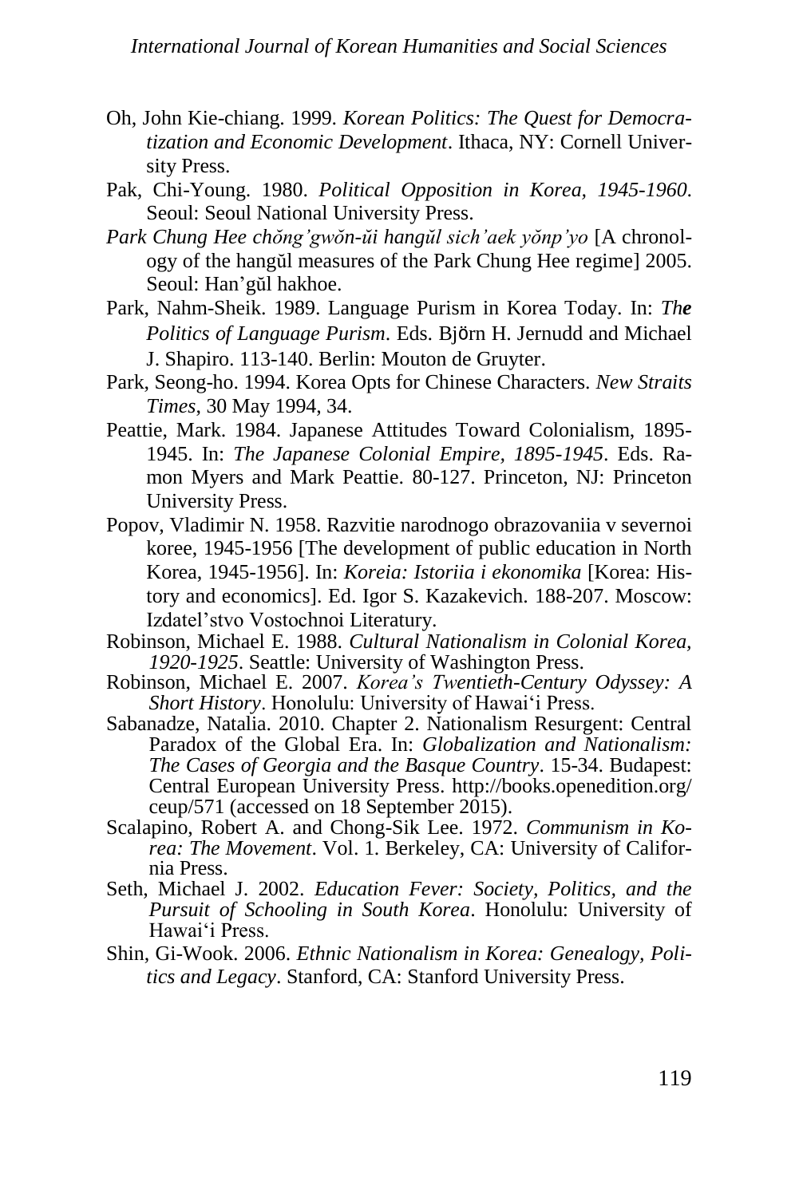Oh, John Kie-chiang. 1999. *Korean Politics: The Quest for Democratization and Economic Development*. Ithaca, NY: Cornell University Press.

Pak, Chi-Young. 1980. *Political Opposition in Korea, 1945-1960*. Seoul: Seoul National University Press.

*Park Chung Hee chŏng'gwŏn-ŭi hangŭl sich'aek yŏnp'yo* [A chronology of the hangŭl measures of the Park Chung Hee regime] 2005. Seoul: Han'gŭl hakhoe.

Park, Nahm-Sheik. 1989. Language Purism in Korea Today. In: *The Politics of Language Purism*. Eds. Björn H. Jernudd and Michael J. Shapiro. 113-140. Berlin: Mouton de Gruyter.

Park, Seong-ho. 1994. Korea Opts for Chinese Characters. *New Straits Times*, 30 May 1994, 34.

Peattie, Mark. 1984. Japanese Attitudes Toward Colonialism, 1895-1945. In: *The Japanese Colonial Empire, 1895-1945*. Eds. Ramon Myers and Mark Peattie. 80-127. Princeton, NJ: Princeton University Press.

Popov, Vladimir N. 1958. Razvitie narodnogo obrazovaniia v severnoi koree, 1945-1956 [The development of public education in North Korea, 1945-1956]. In: *Koreia: Istoriia i ekonomika* [Korea: History and economics]. Ed. Igor S. Kazakevich. 188-207. Moscow: Izdatel'stvo Vostochnoi Literatury.

Robinson, Michael E. 1988. *Cultural Nationalism in Colonial Korea, 1920-1925*. Seattle: University of Washington Press.

Robinson, Michael E. 2007. *Korea's Twentieth-Century Odyssey: A Short History*. Honolulu: University of Hawai'i Press.

Sabanadze, Natalia. 2010. Chapter 2. Nationalism Resurgent: Central Paradox of the Global Era. In: *Globalization and Nationalism: The Cases of Georgia and the Basque Country*. 15-34. Budapest: Central European University Press. http://books.openedition.org/ceup/571 (accessed on 18 September 2015).

Scalapino, Robert A. and Chong-Sik Lee. 1972. *Communism in Korea: The Movement*. Vol. 1. Berkeley, CA: University of California Press.

Seth, Michael J. 2002. *Education Fever: Society, Politics, and the Pursuit of Schooling in South Korea*. Honolulu: University of Hawai'i Press.

Shin, Gi-Wook. 2006. *Ethnic Nationalism in Korea: Genealogy, Politics and Legacy*. Stanford, CA: Stanford University Press.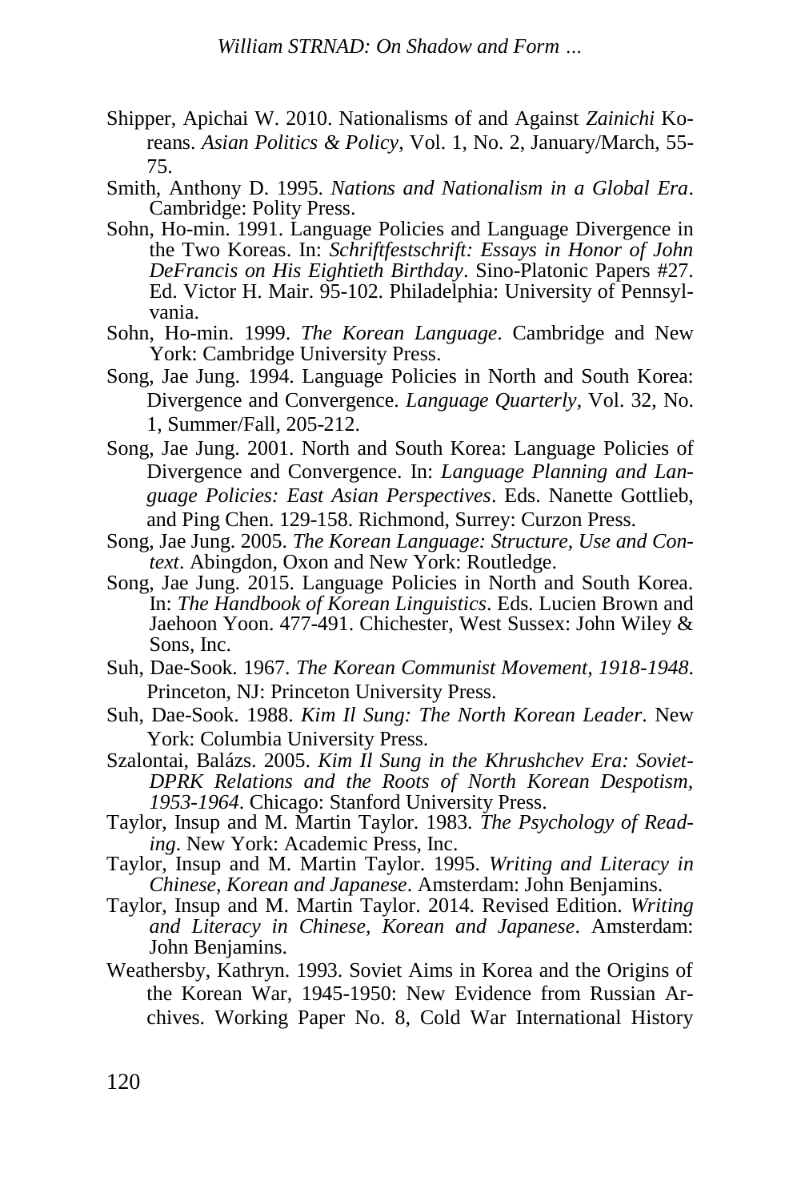Shipper, Apichai W. 2010. Nationalisms of and Against *Zainichi* Koreans. *Asian Politics & Policy*, Vol. 1, No. 2, January/March, 55-75.

Smith, Anthony D. 1995. *Nations and Nationalism in a Global Era*. Cambridge: Polity Press.

Sohn, Ho-min. 1991. Language Policies and Language Divergence in the Two Koreas. In: *Schriftfestschrift: Essays in Honor of John DeFrancis on His Eightieth Birthday*. Sino-Platonic Papers #27. Ed. Victor H. Mair. 95-102. Philadelphia: University of Pennsylvania.

Sohn, Ho-min. 1999. *The Korean Language*. Cambridge and New York: Cambridge University Press.

Song, Jae Jung. 1994. Language Policies in North and South Korea: Divergence and Convergence. *Language Quarterly*, Vol. 32, No. 1, Summer/Fall, 205-212.

Song, Jae Jung. 2001. North and South Korea: Language Policies of Divergence and Convergence. In: *Language Planning and Language Policies: East Asian Perspectives*. Eds. Nanette Gottlieb, and Ping Chen. 129-158. Richmond, Surrey: Curzon Press.

Song, Jae Jung. 2005. *The Korean Language: Structure, Use and Context*. Abingdon, Oxon and New York: Routledge.

Song, Jae Jung. 2015. Language Policies in North and South Korea. In: *The Handbook of Korean Linguistics*. Eds. Lucien Brown and Jaehoon Yoon. 477-491. Chichester, West Sussex: John Wiley & Sons, Inc.

Suh, Dae-Sook. 1967. *The Korean Communist Movement, 1918-1948*. Princeton, NJ: Princeton University Press.

Suh, Dae-Sook. 1988. *Kim Il Sung: The North Korean Leader*. New York: Columbia University Press.

Szalontai, Balázs. 2005. *Kim Il Sung in the Khrushchev Era: Soviet-DPRK Relations and the Roots of North Korean Despotism, 1953-1964*. Chicago: Stanford University Press.

Taylor, Insup and M. Martin Taylor. 1983. *The Psychology of Reading*. New York: Academic Press, Inc.

Taylor, Insup and M. Martin Taylor. 1995. *Writing and Literacy in Chinese, Korean and Japanese*. Amsterdam: John Benjamins.

Taylor, Insup and M. Martin Taylor. 2014. Revised Edition. *Writing and Literacy in Chinese, Korean and Japanese*. Amsterdam: John Benjamins.

Weathersby, Kathryn. 1993. Soviet Aims in Korea and the Origins of the Korean War, 1945-1950: New Evidence from Russian Archives. Working Paper No. 8, Cold War International History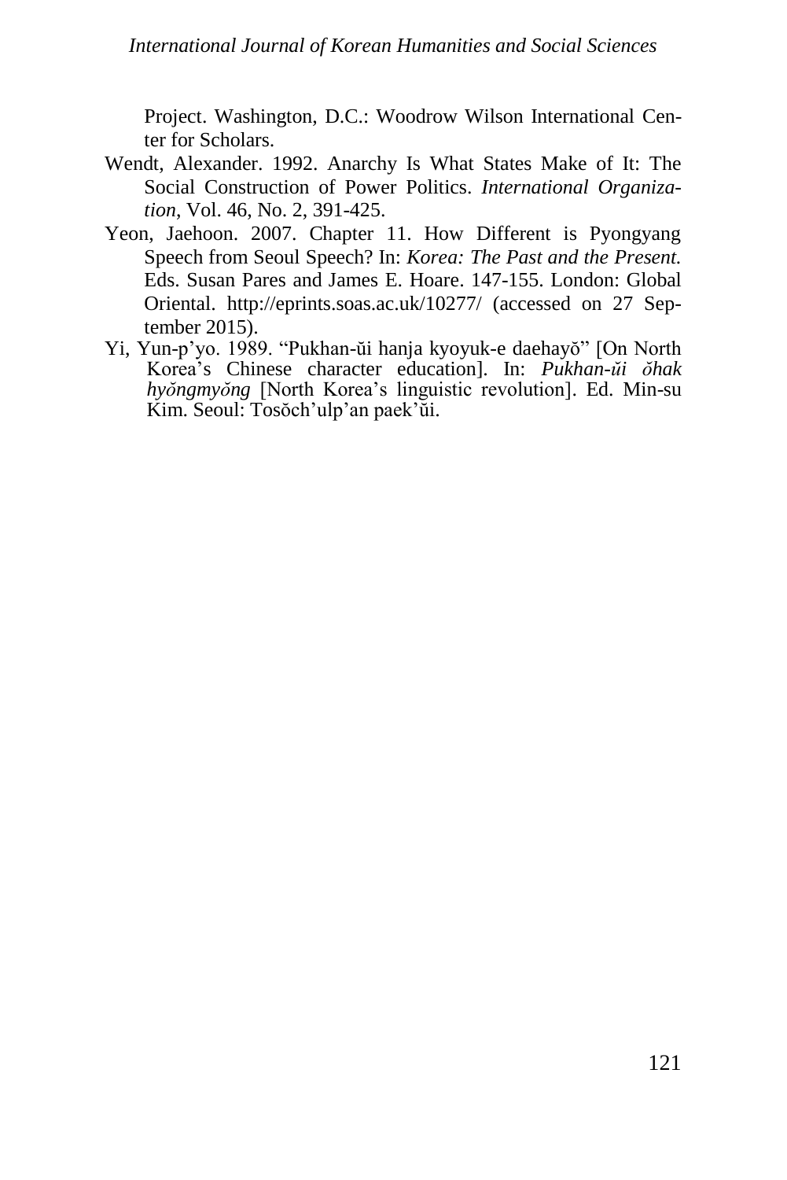Project. Washington, D.C.: Woodrow Wilson International Center for Scholars.

Wendt, Alexander. 1992. Anarchy Is What States Make of It: The Social Construction of Power Politics. *International Organization*, Vol. 46, No. 2, 391-425.

Yeon, Jaehoon. 2007. Chapter 11. How Different is Pyongyang Speech from Seoul Speech? In: *Korea: The Past and the Present.* Eds. Susan Pares and James E. Hoare. 147-155. London: Global Oriental. http://eprints.soas.ac.uk/10277/ (accessed on 27 September 2015).

Yi, Yun-p'yo. 1989. "Pukhan-ŭi hanja kyoyuk-e daehayŏ" [On North Korea's Chinese character education]. In: *Pukhan-ŭi ŏhak hyŏngmyŏng* [North Korea's linguistic revolution]. Ed. Min-su Kim. Seoul: Tosŏch'ulp'an paek'ŭi.